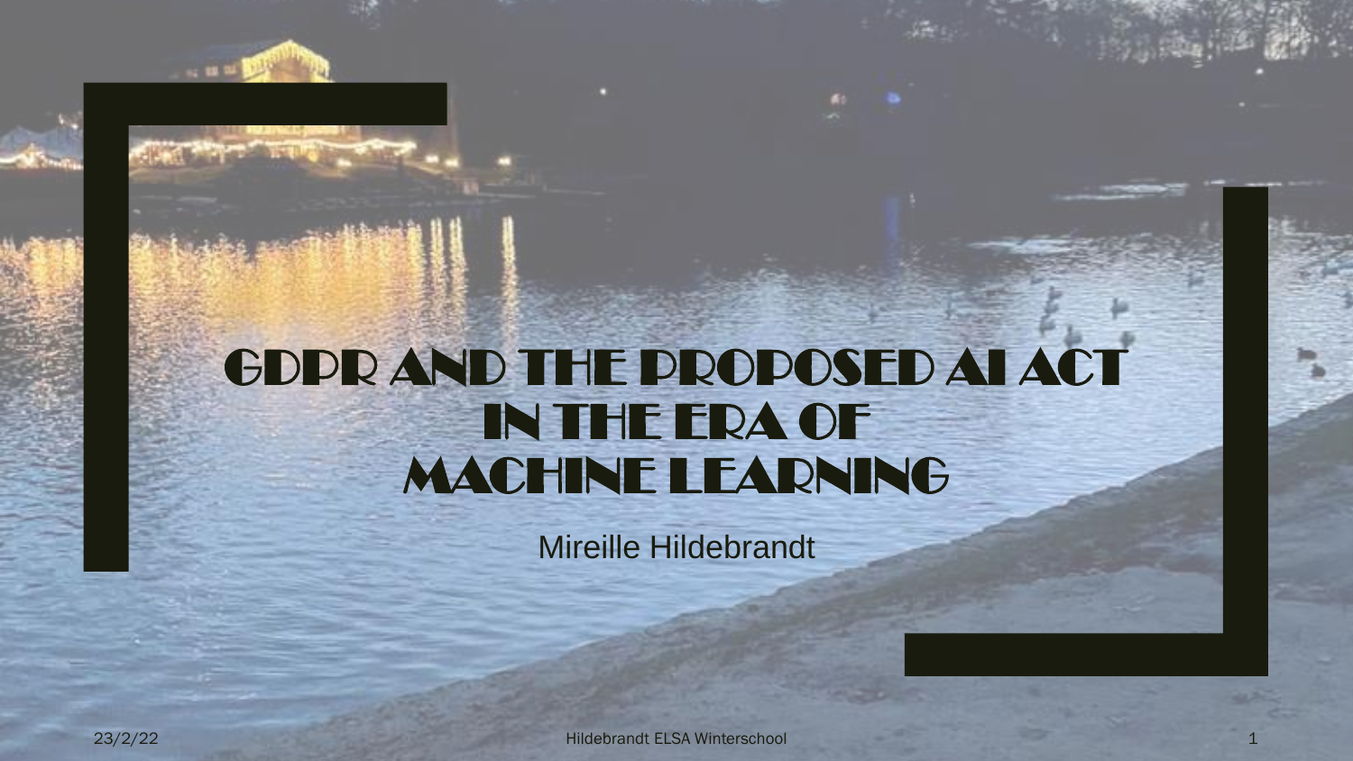# GDPR AND THE PROPOSED AI ACT IN THE ERA OF MACHINE LEARNING

Mireille Hildebrandt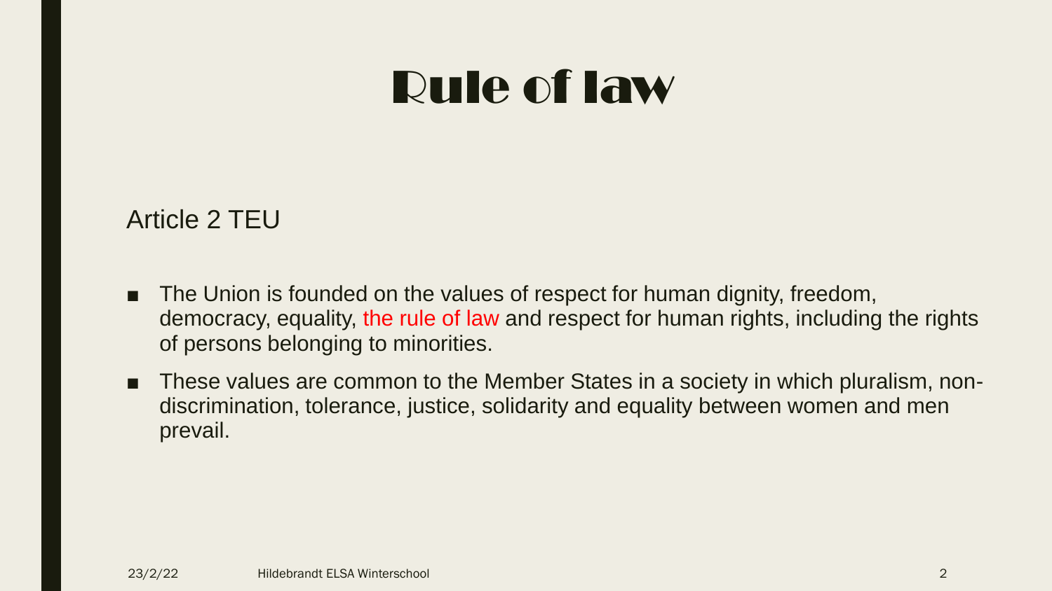# Rule of law

Article 2 TEU

- The Union is founded on the values of respect for human dignity, freedom, democracy, equality, the rule of law and respect for human rights, including the rights of persons belonging to minorities.
- These values are common to the Member States in a society in which pluralism, non-discrimination, tolerance, justice, solidarity and equality between women and men prevail.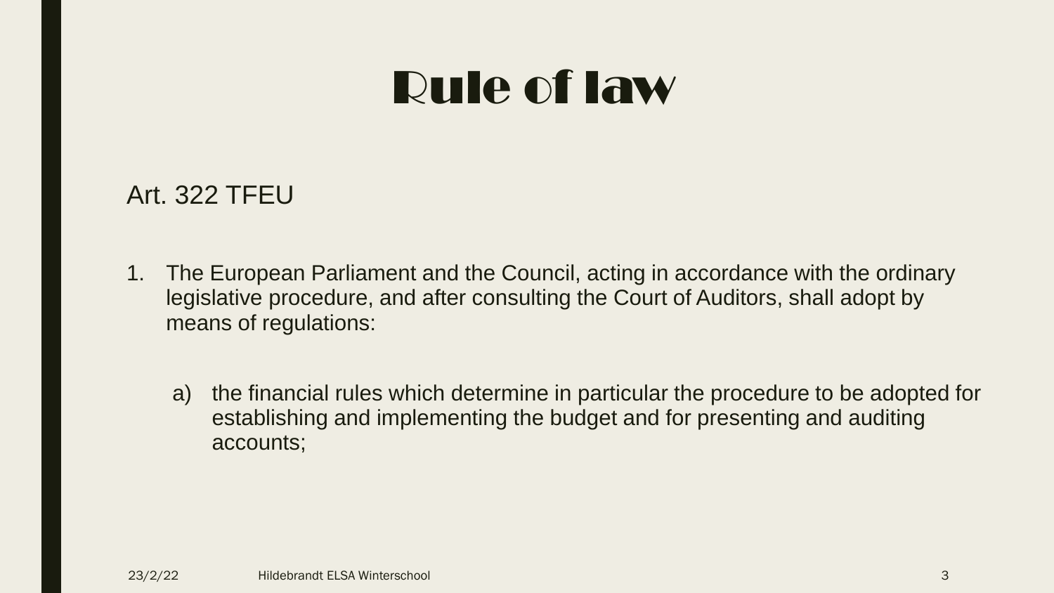# Rule of law

Art. 322 TFEU

1. The European Parliament and the Council, acting in accordance with the ordinary legislative procedure, and after consulting the Court of Auditors, shall adopt by means of regulations:

   a) the financial rules which determine in particular the procedure to be adopted for establishing and implementing the budget and for presenting and auditing accounts;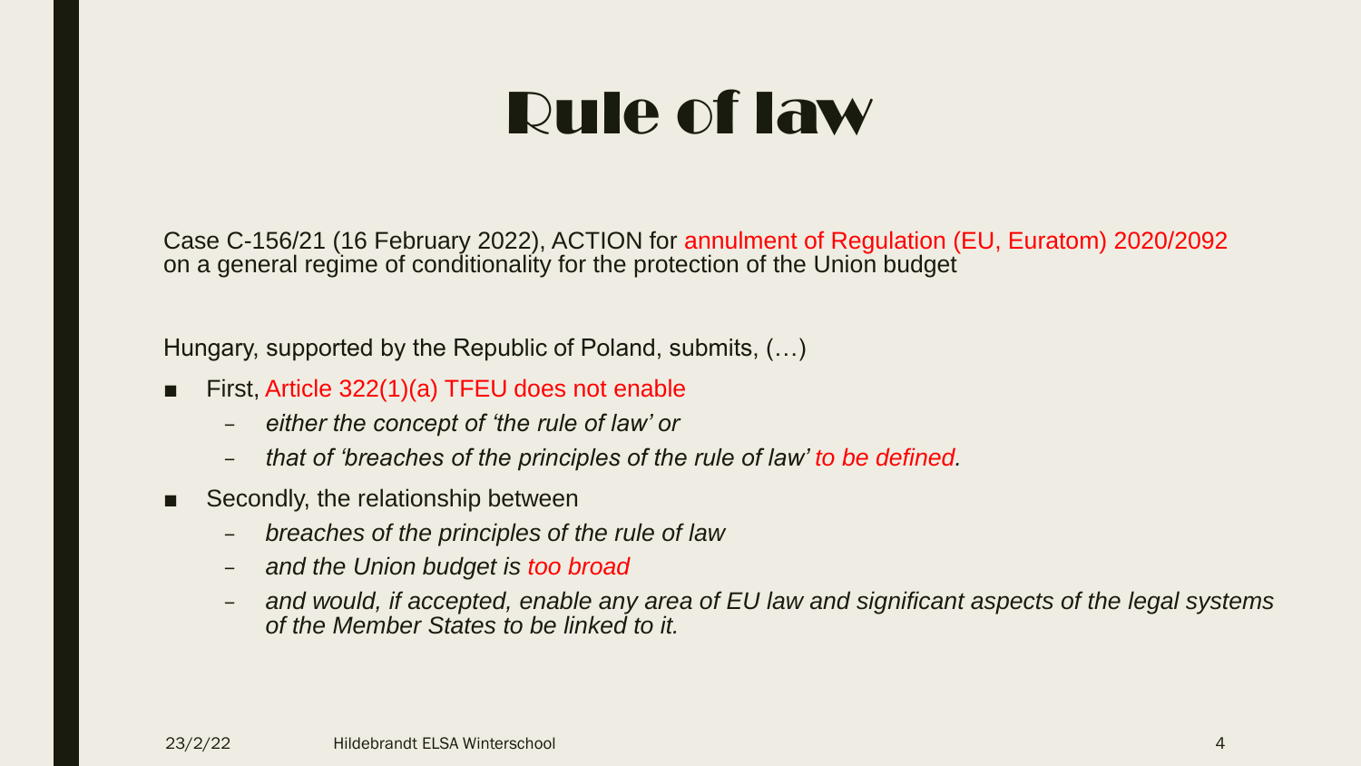# Rule of law

Case C-156/21 (16 February 2022), ACTION for annulment of Regulation (EU, Euratom) 2020/2092 on a general regime of conditionality for the protection of the Union budget

Hungary, supported by the Republic of Poland, submits, (…)

- First, Article 322(1)(a) TFEU does not enable
  - *either the concept of 'the rule of law' or*
  - *that of 'breaches of the principles of the rule of law' to be defined.*
- Secondly, the relationship between
  - *breaches of the principles of the rule of law*
  - *and the Union budget is too broad*
  - *and would, if accepted, enable any area of EU law and significant aspects of the legal systems of the Member States to be linked to it.*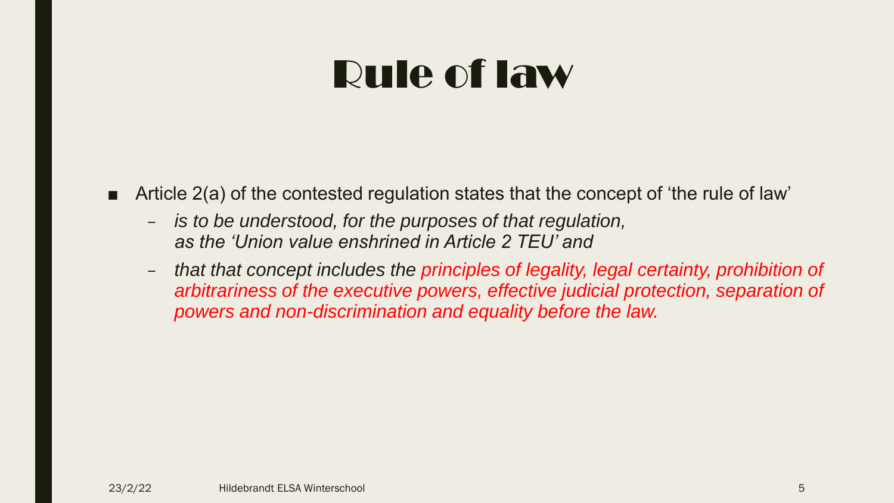# Rule of law

- Article 2(a) of the contested regulation states that the concept of 'the rule of law'
  - *is to be understood, for the purposes of that regulation, as the 'Union value enshrined in Article 2 TEU' and*
  - *that that concept includes the principles of legality, legal certainty, prohibition of arbitrariness of the executive powers, effective judicial protection, separation of powers and non-discrimination and equality before the law.*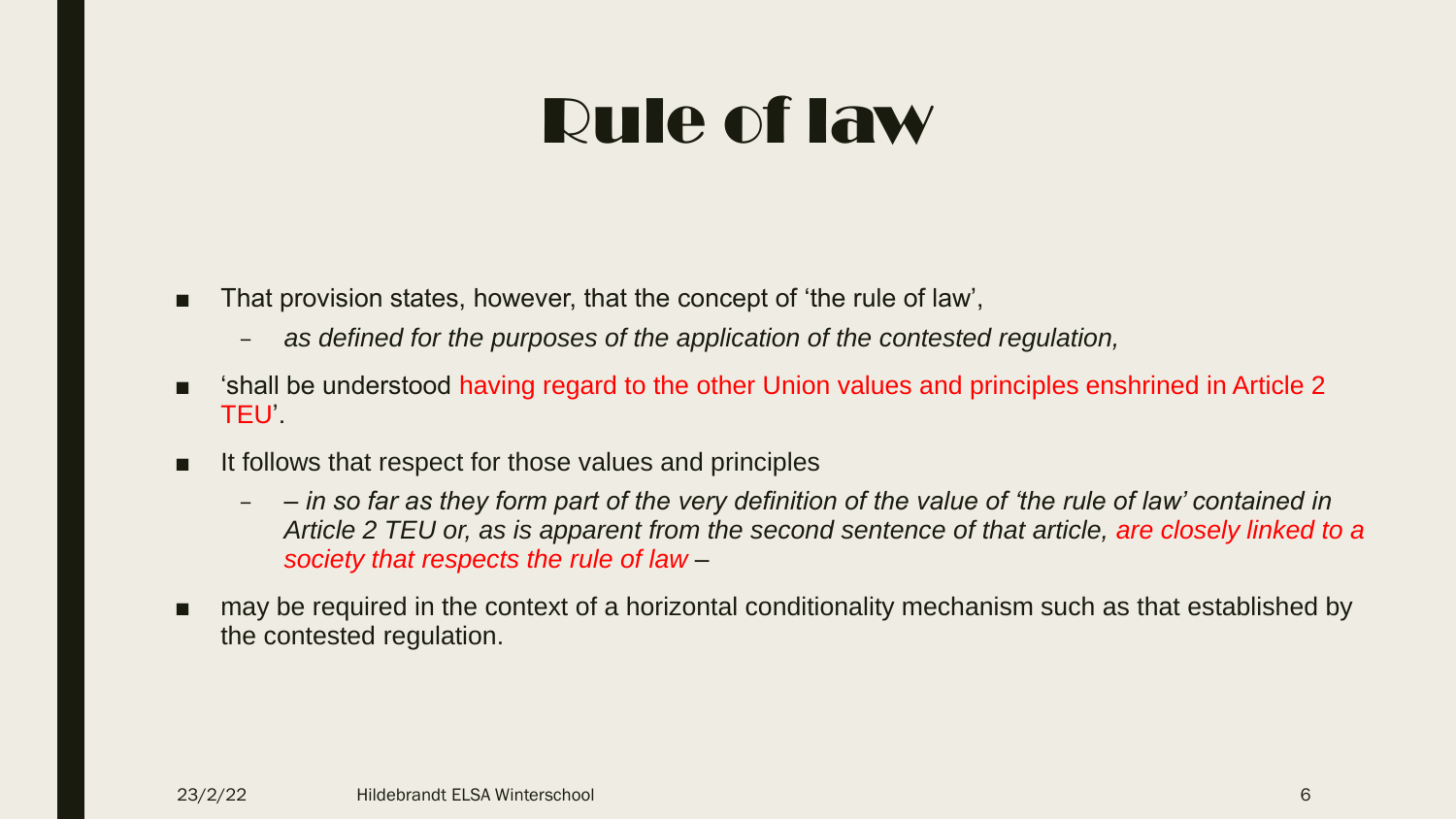# Rule of law

- That provision states, however, that the concept of 'the rule of law',
  - *as defined for the purposes of the application of the contested regulation,*
- 'shall be understood having regard to the other Union values and principles enshrined in Article 2 TEU'.
- It follows that respect for those values and principles
  - *– in so far as they form part of the very definition of the value of 'the rule of law' contained in Article 2 TEU or, as is apparent from the second sentence of that article, are closely linked to a society that respects the rule of law –*
- may be required in the context of a horizontal conditionality mechanism such as that established by the contested regulation.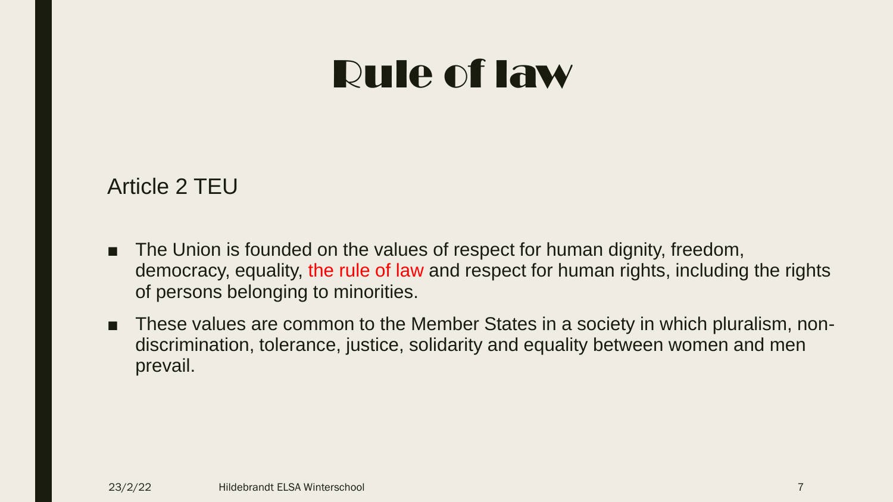# Rule of law

Article 2 TEU

- The Union is founded on the values of respect for human dignity, freedom, democracy, equality, the rule of law and respect for human rights, including the rights of persons belonging to minorities.
- These values are common to the Member States in a society in which pluralism, non-discrimination, tolerance, justice, solidarity and equality between women and men prevail.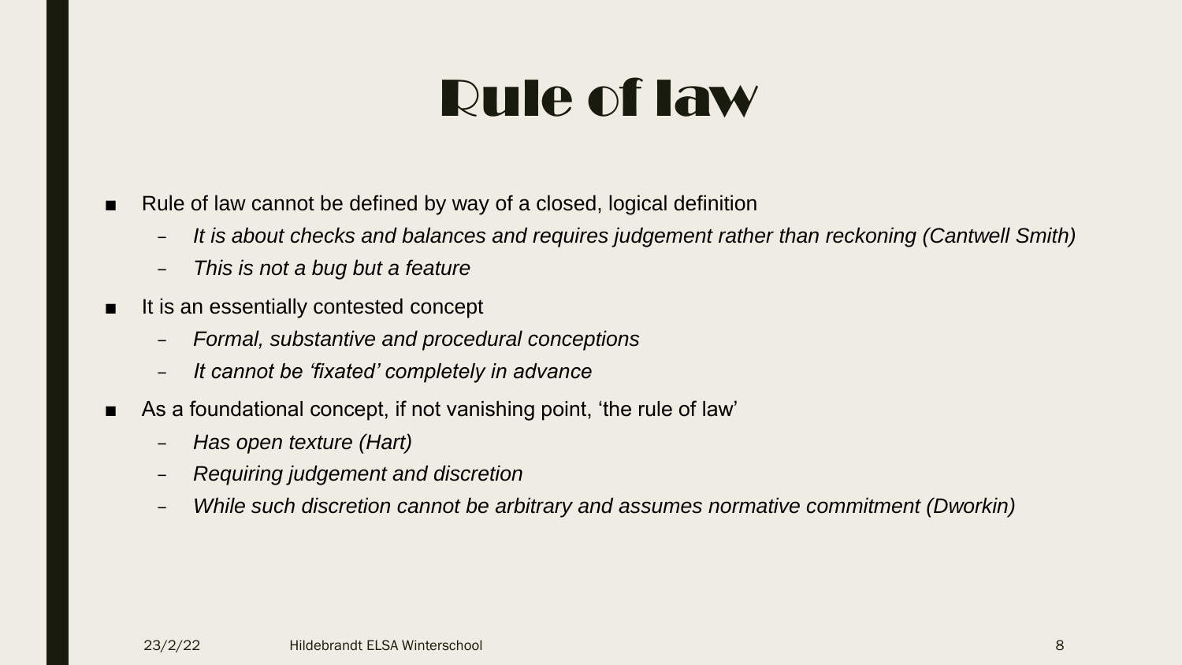# Rule of law

- Rule of law cannot be defined by way of a closed, logical definition
  - *It is about checks and balances and requires judgement rather than reckoning (Cantwell Smith)*
  - *This is not a bug but a feature*
- It is an essentially contested concept
  - *Formal, substantive and procedural conceptions*
  - *It cannot be 'fixated' completely in advance*
- As a foundational concept, if not vanishing point, 'the rule of law'
  - *Has open texture (Hart)*
  - *Requiring judgement and discretion*
  - *While such discretion cannot be arbitrary and assumes normative commitment (Dworkin)*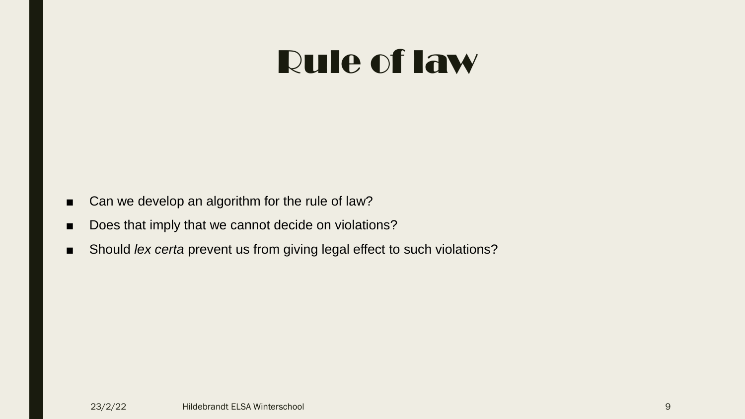# Rule of law

- Can we develop an algorithm for the rule of law?
- Does that imply that we cannot decide on violations?
- Should *lex certa* prevent us from giving legal effect to such violations?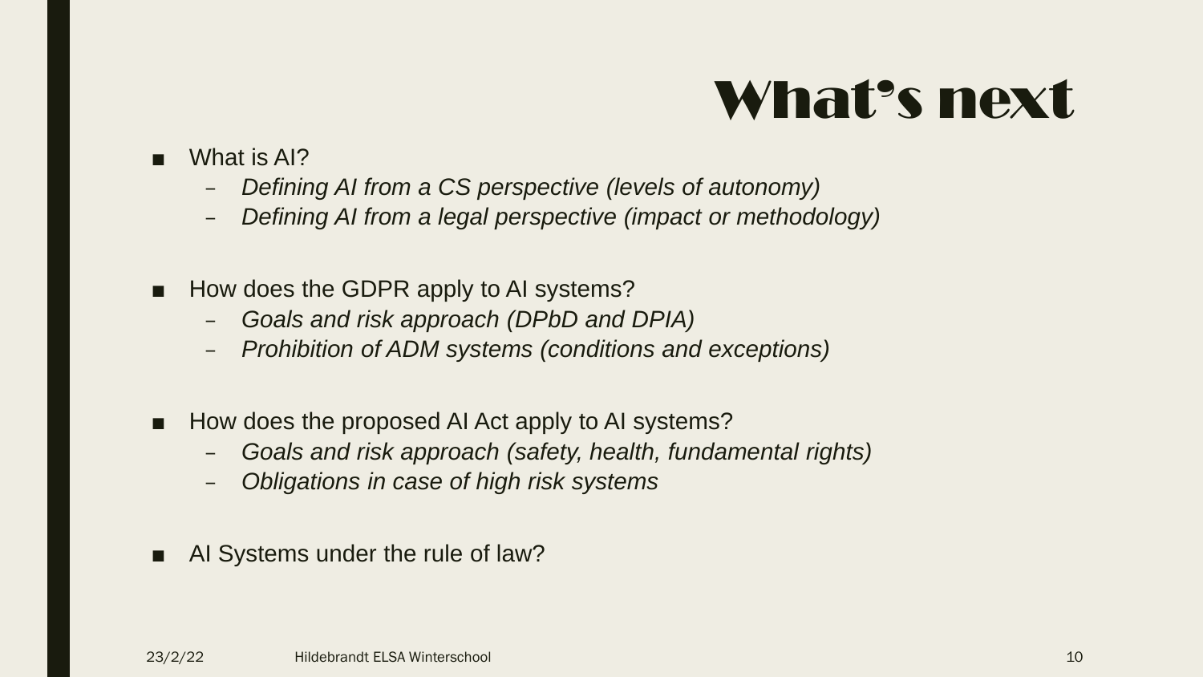# What's next

- What is AI?
  - *Defining AI from a CS perspective (levels of autonomy)*
  - *Defining AI from a legal perspective (impact or methodology)*

- How does the GDPR apply to AI systems?
  - *Goals and risk approach (DPbD and DPIA)*
  - *Prohibition of ADM systems (conditions and exceptions)*

- How does the proposed AI Act apply to AI systems?
  - *Goals and risk approach (safety, health, fundamental rights)*
  - *Obligations in case of high risk systems*

- AI Systems under the rule of law?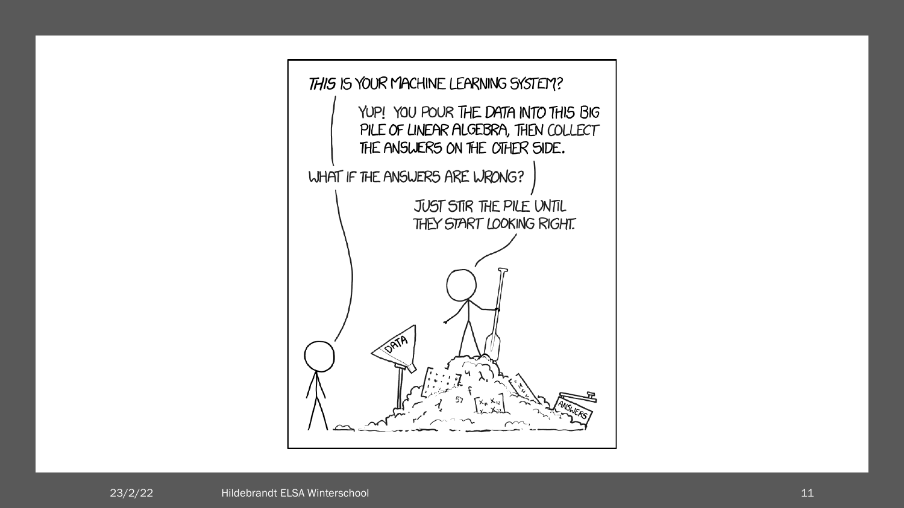THIS IS YOUR MACHINE LEARNING SYSTEM?

YUP! YOU POUR THE DATA INTO THIS BIG PILE OF LINEAR ALGEBRA, THEN COLLECT THE ANSWERS ON THE OTHER SIDE.

WHAT IF THE ANSWERS ARE WRONG?

JUST STIR THE PILE UNTIL THEY START LOOKING RIGHT.

DATA

ANSWERS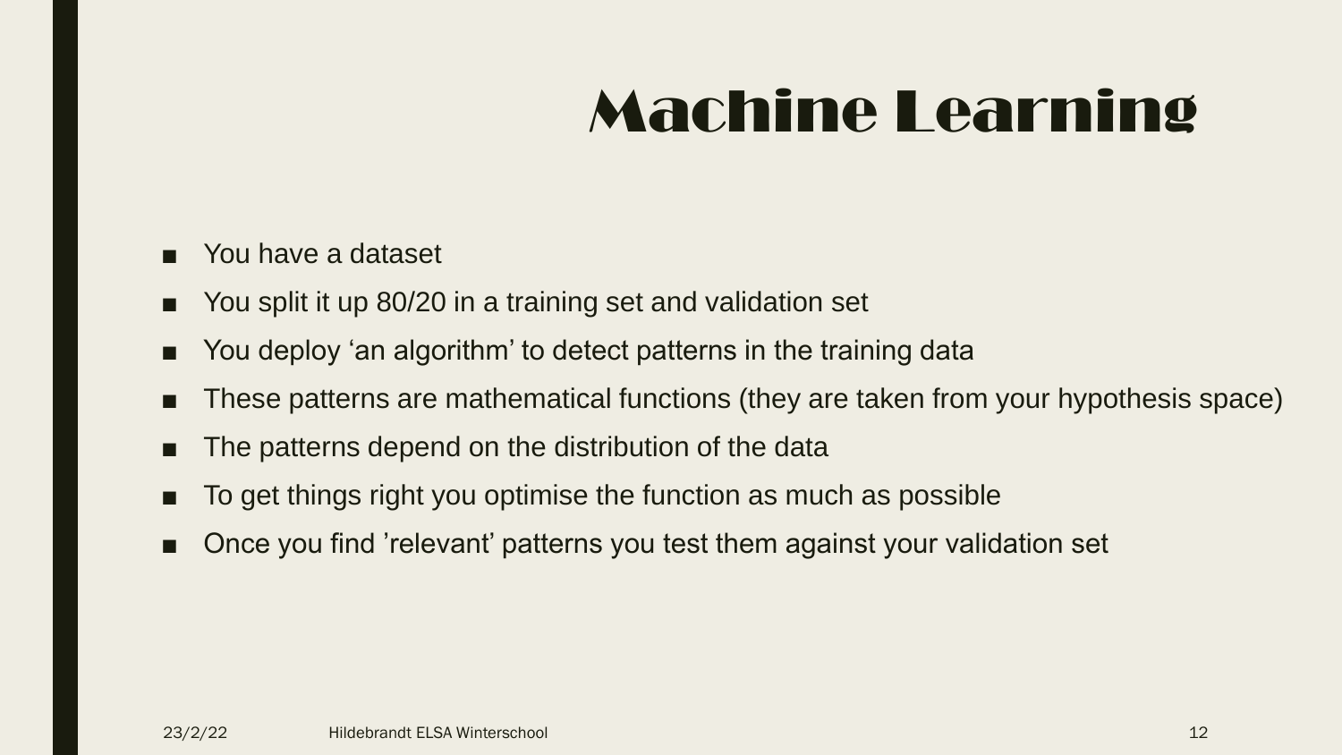# Machine Learning

- You have a dataset
- You split it up 80/20 in a training set and validation set
- You deploy ‘an algorithm’ to detect patterns in the training data
- These patterns are mathematical functions (they are taken from your hypothesis space)
- The patterns depend on the distribution of the data
- To get things right you optimise the function as much as possible
- Once you find ’relevant’ patterns you test them against your validation set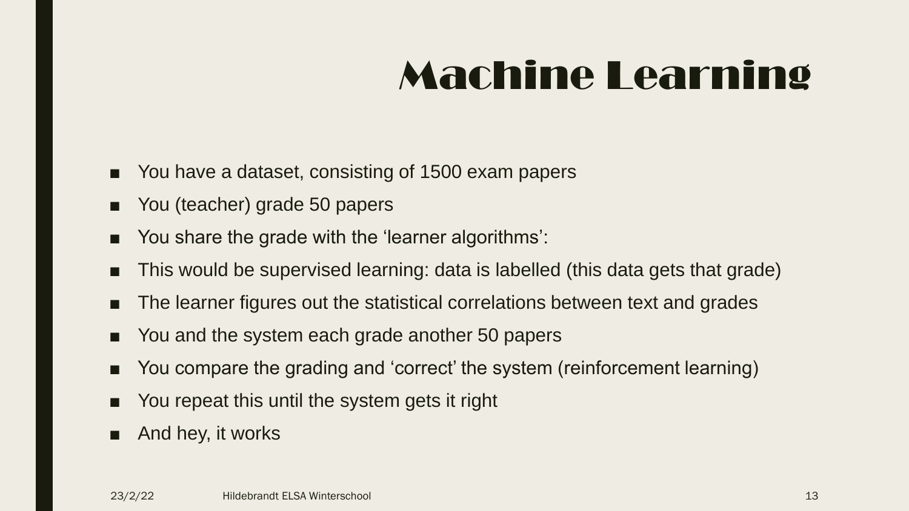# Machine Learning

- You have a dataset, consisting of 1500 exam papers
- You (teacher) grade 50 papers
- You share the grade with the 'learner algorithms':
- This would be supervised learning: data is labelled (this data gets that grade)
- The learner figures out the statistical correlations between text and grades
- You and the system each grade another 50 papers
- You compare the grading and 'correct' the system (reinforcement learning)
- You repeat this until the system gets it right
- And hey, it works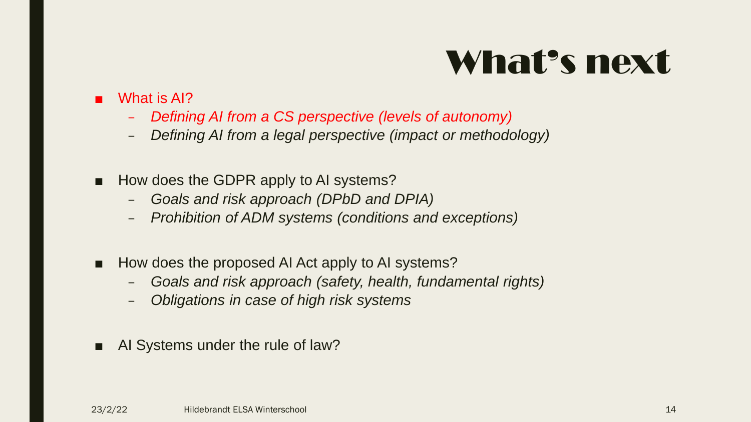# What's next

- What is AI?
  - *Defining AI from a CS perspective (levels of autonomy)*
  - *Defining AI from a legal perspective (impact or methodology)*

- How does the GDPR apply to AI systems?
  - *Goals and risk approach (DPbD and DPIA)*
  - *Prohibition of ADM systems (conditions and exceptions)*

- How does the proposed AI Act apply to AI systems?
  - *Goals and risk approach (safety, health, fundamental rights)*
  - *Obligations in case of high risk systems*

- AI Systems under the rule of law?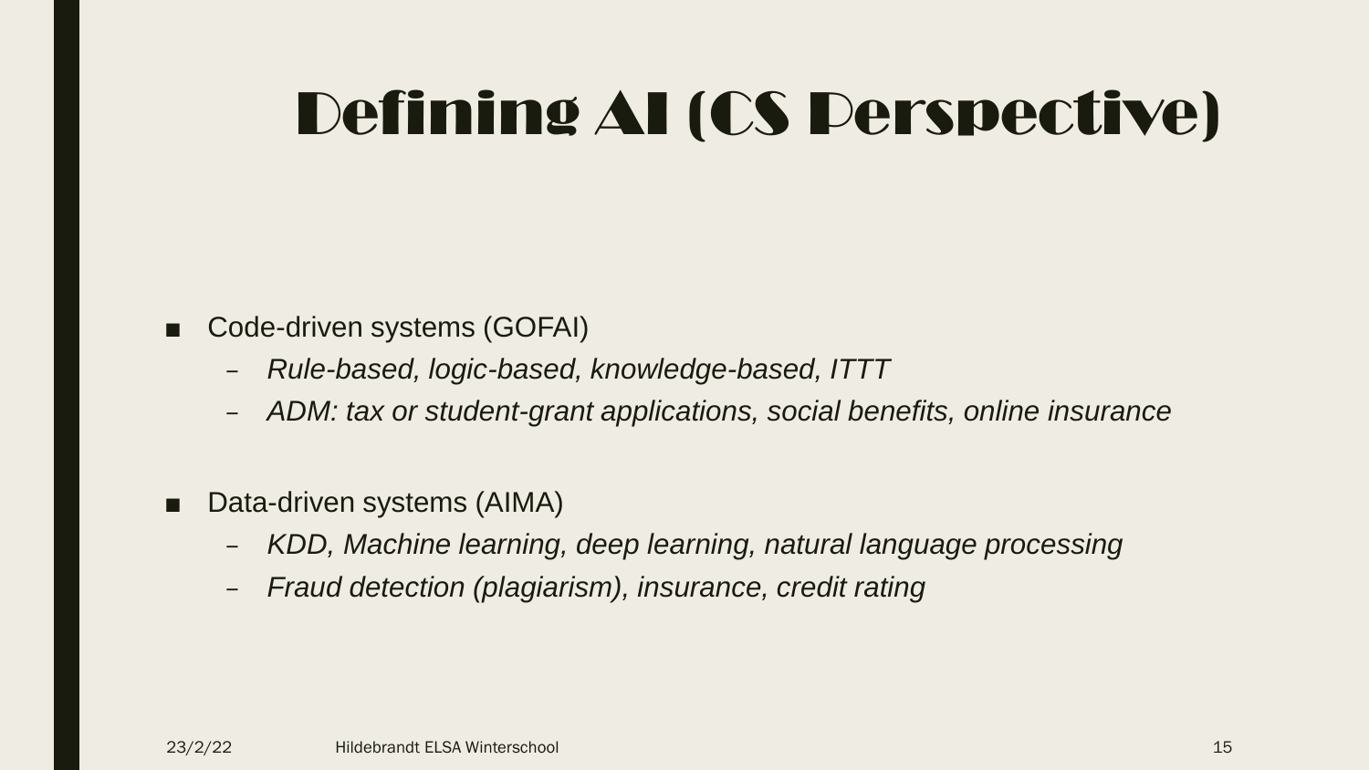# Defining AI (CS Perspective)

- Code-driven systems (GOFAI)
  - *Rule-based, logic-based, knowledge-based, ITTT*
  - *ADM: tax or student-grant applications, social benefits, online insurance*

- Data-driven systems (AIMA)
  - *KDD, Machine learning, deep learning, natural language processing*
  - *Fraud detection (plagiarism), insurance, credit rating*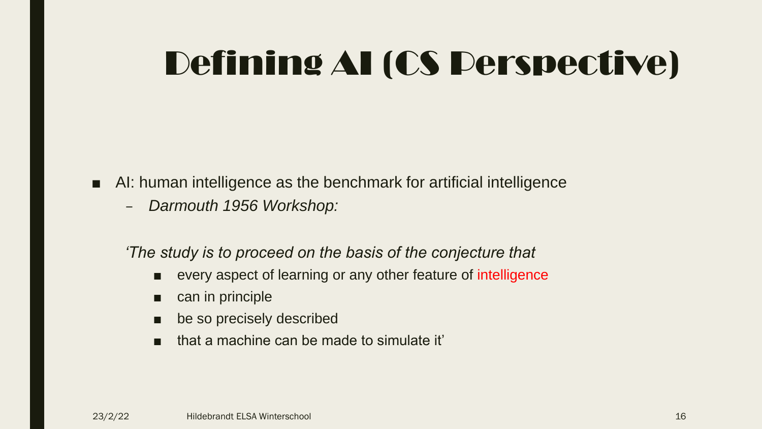# Defining AI (CS Perspective)

- AI: human intelligence as the benchmark for artificial intelligence
  - *Darmouth 1956 Workshop:*

*'The study is to proceed on the basis of the conjecture that*

- every aspect of learning or any other feature of intelligence
- can in principle
- be so precisely described
- that a machine can be made to simulate it'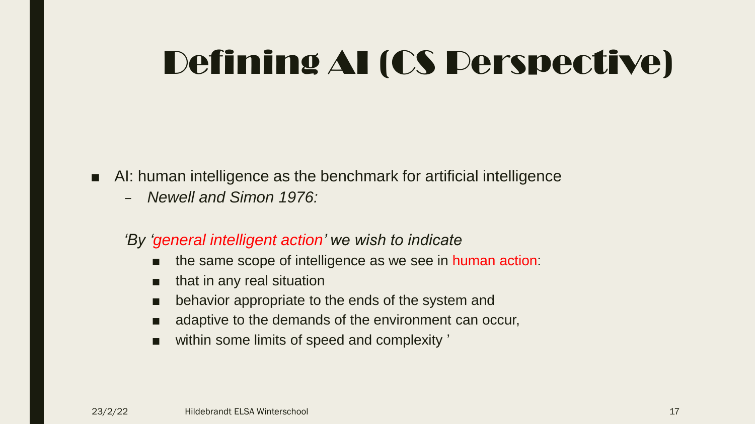# Defining AI (CS Perspective)

- AI: human intelligence as the benchmark for artificial intelligence
  - *Newell and Simon 1976:*

*'By 'general intelligent action' we wish to indicate*

- the same scope of intelligence as we see in human action:
- that in any real situation
- behavior appropriate to the ends of the system and
- adaptive to the demands of the environment can occur,
- within some limits of speed and complexity '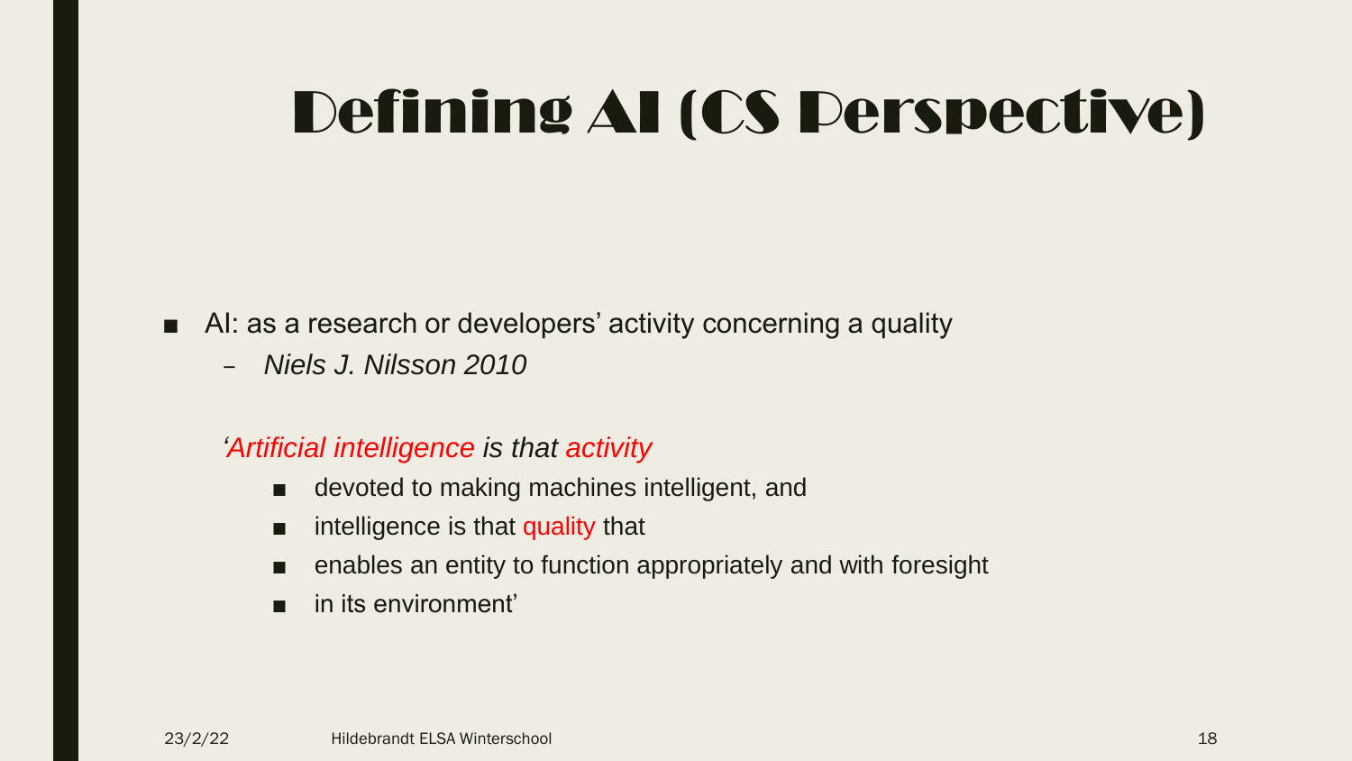# Defining AI (CS Perspective)

- AI: as a research or developers' activity concerning a quality
  - *Niels J. Nilsson 2010*

*'Artificial intelligence is that activity*

- devoted to making machines intelligent, and
- intelligence is that quality that
- enables an entity to function appropriately and with foresight
- in its environment'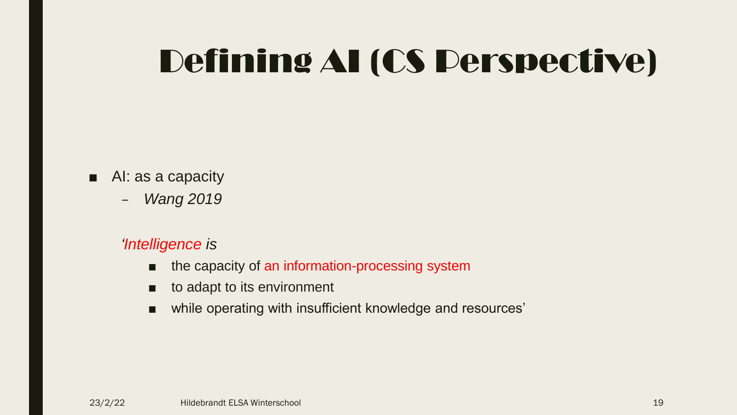# Defining AI (CS Perspective)

- AI: as a capacity
  - *Wang 2019*

*'Intelligence is*

- the capacity of an information-processing system
- to adapt to its environment
- while operating with insufficient knowledge and resources'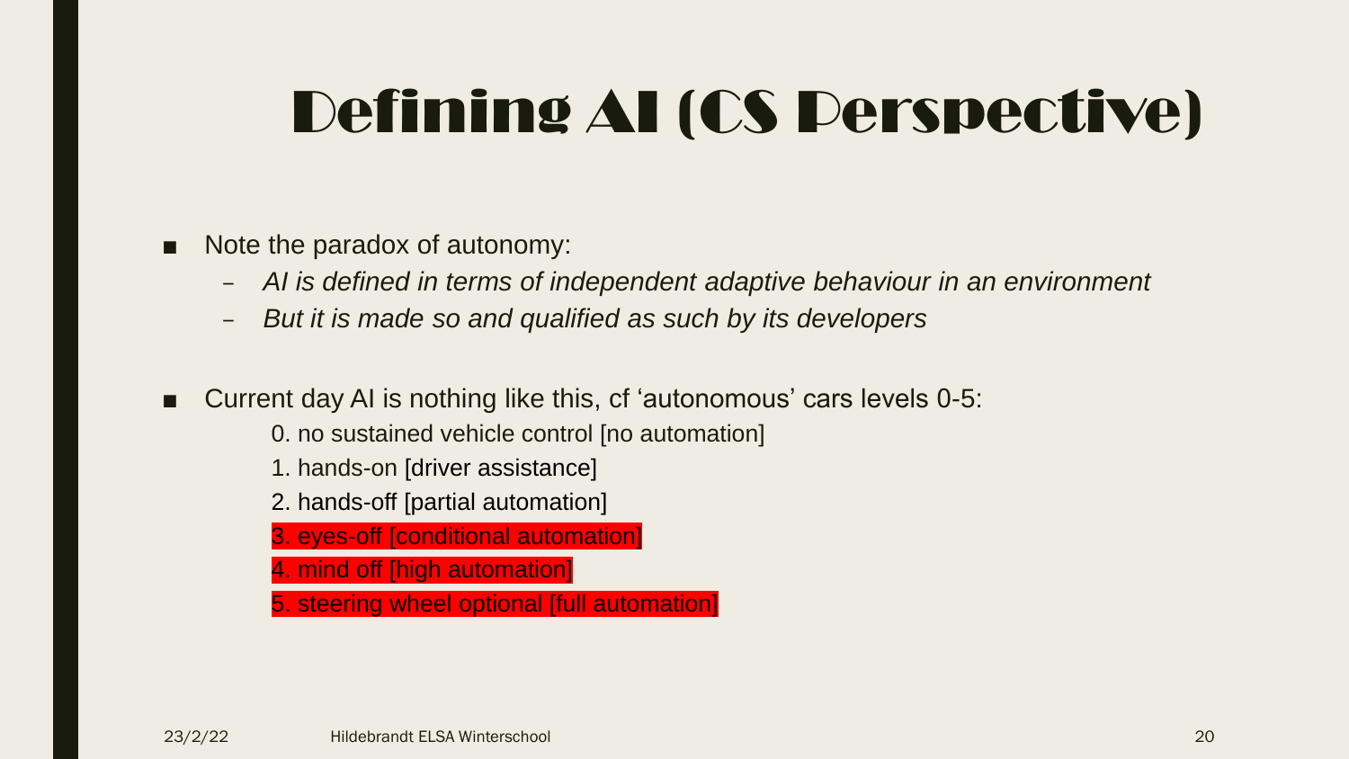# Defining AI (CS Perspective)

- Note the paradox of autonomy:
  - *AI is defined in terms of independent adaptive behaviour in an environment*
  - *But it is made so and qualified as such by its developers*

- Current day AI is nothing like this, cf 'autonomous' cars levels 0-5:

  0. no sustained vehicle control [no automation]
  1. hands-on [driver assistance]
  2. hands-off [partial automation]
  3. eyes-off [conditional automation]
  4. mind off [high automation]
  5. steering wheel optional [full automation]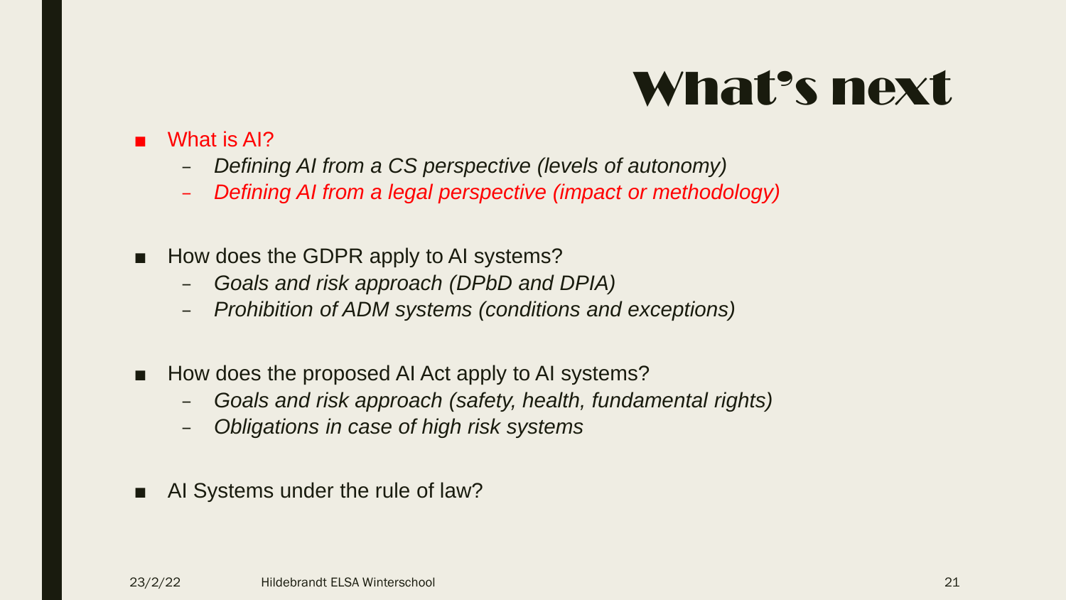# What's next

- What is AI?
  - *Defining AI from a CS perspective (levels of autonomy)*
  - *Defining AI from a legal perspective (impact or methodology)*

- How does the GDPR apply to AI systems?
  - *Goals and risk approach (DPbD and DPIA)*
  - *Prohibition of ADM systems (conditions and exceptions)*

- How does the proposed AI Act apply to AI systems?
  - *Goals and risk approach (safety, health, fundamental rights)*
  - *Obligations in case of high risk systems*

- AI Systems under the rule of law?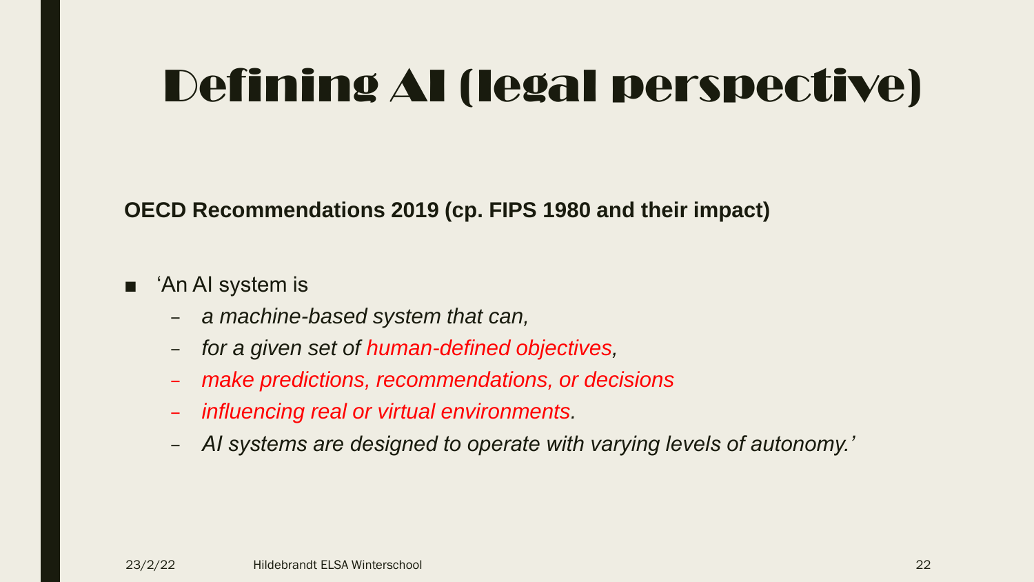# Defining AI (legal perspective)

**OECD Recommendations 2019 (cp. FIPS 1980 and their impact)**

- 'An AI system is
  - *a machine-based system that can,*
  - *for a given set of human-defined objectives,*
  - *make predictions, recommendations, or decisions*
  - *influencing real or virtual environments.*
  - *AI systems are designed to operate with varying levels of autonomy.'*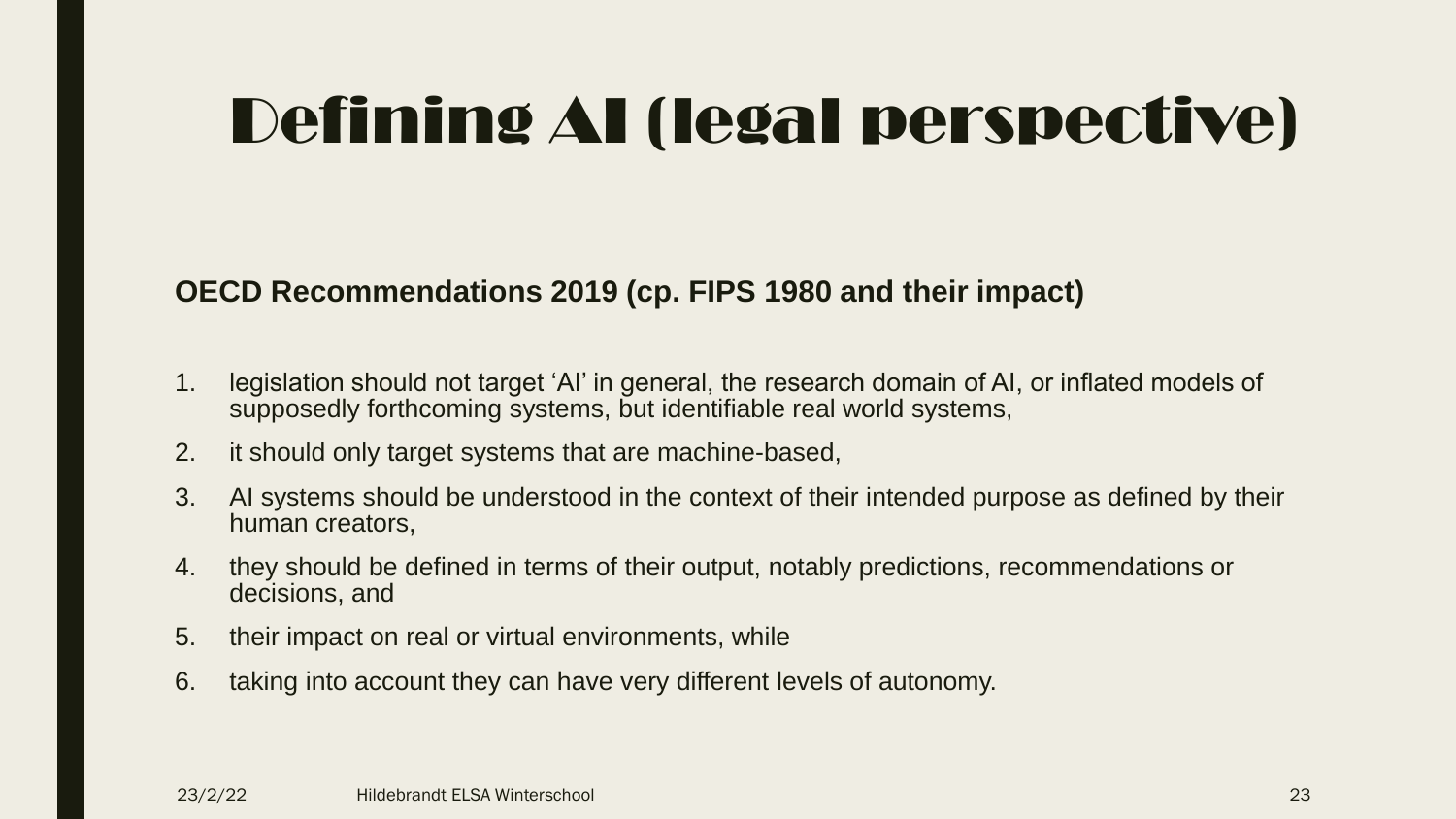# Defining AI (legal perspective)

**OECD Recommendations 2019 (cp. FIPS 1980 and their impact)**

1. legislation should not target ‘AI’ in general, the research domain of AI, or inflated models of supposedly forthcoming systems, but identifiable real world systems,
2. it should only target systems that are machine-based,
3. AI systems should be understood in the context of their intended purpose as defined by their human creators,
4. they should be defined in terms of their output, notably predictions, recommendations or decisions, and
5. their impact on real or virtual environments, while
6. taking into account they can have very different levels of autonomy.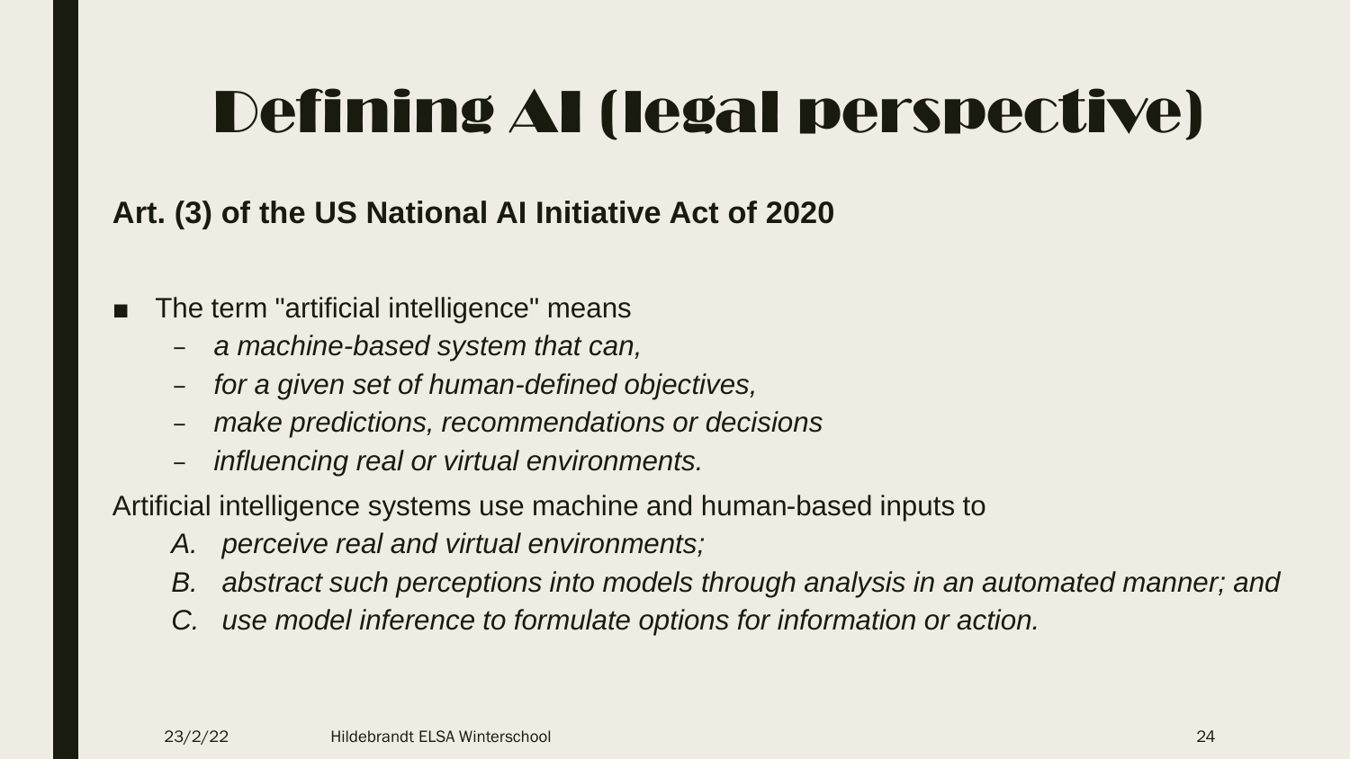# Defining AI (legal perspective)

**Art. (3) of the US National AI Initiative Act of 2020**

- The term "artificial intelligence" means
  - *a machine-based system that can,*
  - *for a given set of human-defined objectives,*
  - *make predictions, recommendations or decisions*
  - *influencing real or virtual environments.*

Artificial intelligence systems use machine and human-based inputs to

A. *perceive real and virtual environments;*
B. *abstract such perceptions into models through analysis in an automated manner; and*
C. *use model inference to formulate options for information or action.*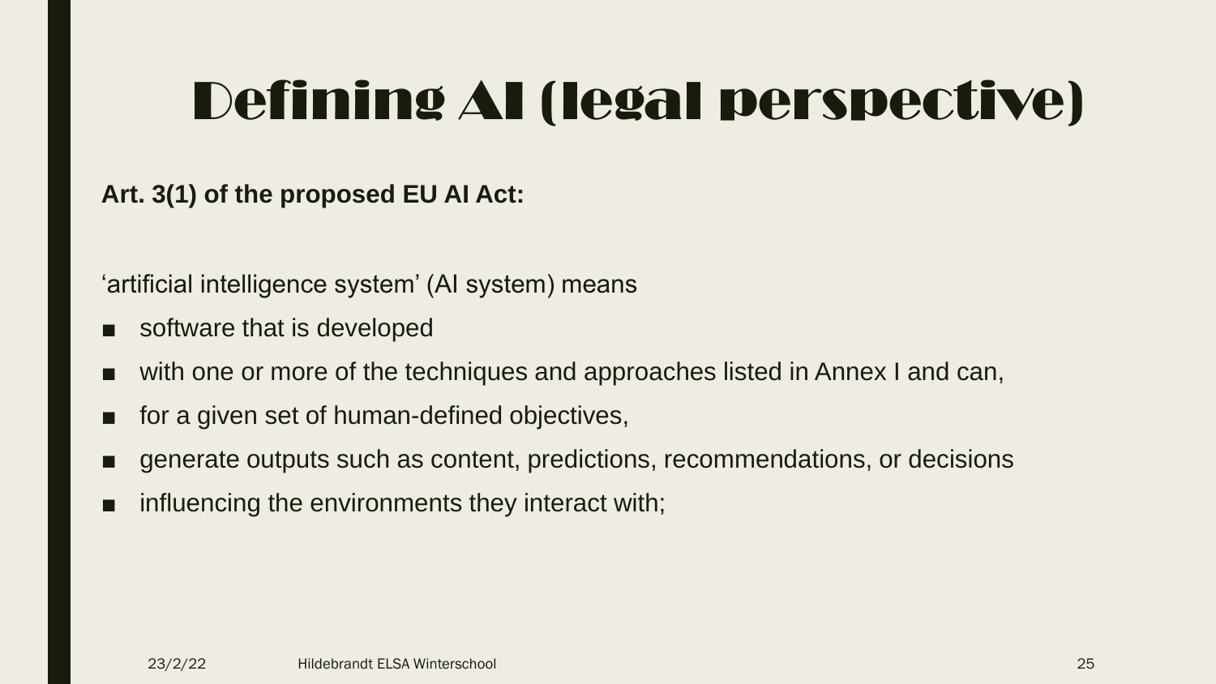# Defining AI (legal perspective)

**Art. 3(1) of the proposed EU AI Act:**

'artificial intelligence system' (AI system) means

- software that is developed
- with one or more of the techniques and approaches listed in Annex I and can,
- for a given set of human-defined objectives,
- generate outputs such as content, predictions, recommendations, or decisions
- influencing the environments they interact with;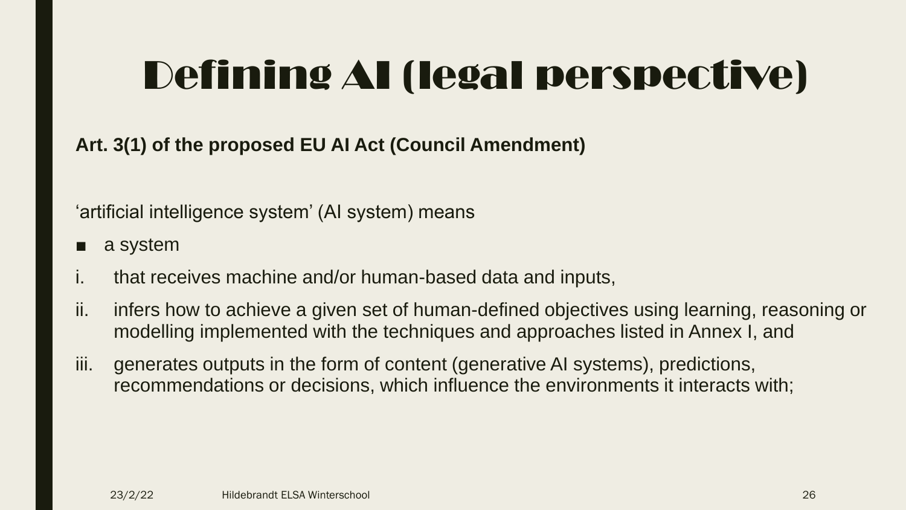# Defining AI (legal perspective)

**Art. 3(1) of the proposed EU AI Act (Council Amendment)**

'artificial intelligence system' (AI system) means

- a system

i. that receives machine and/or human-based data and inputs,

ii. infers how to achieve a given set of human-defined objectives using learning, reasoning or modelling implemented with the techniques and approaches listed in Annex I, and

iii. generates outputs in the form of content (generative AI systems), predictions, recommendations or decisions, which influence the environments it interacts with;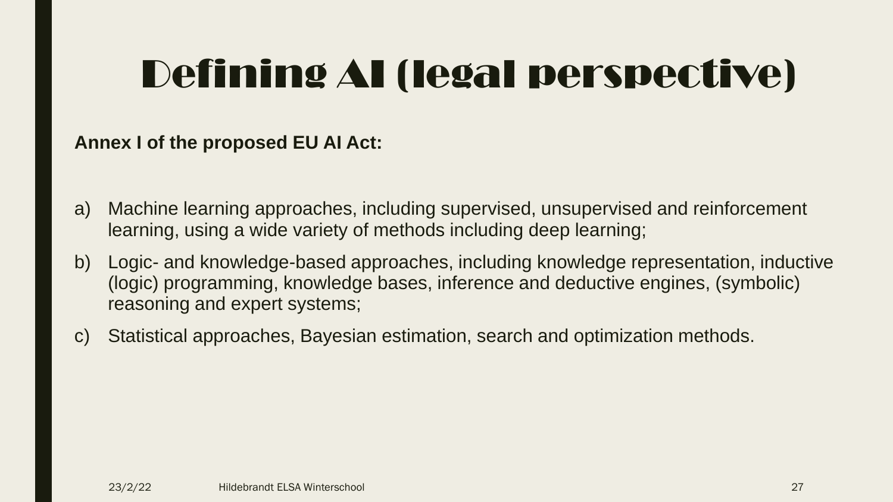# Defining AI (legal perspective)

**Annex I of the proposed EU AI Act:**

a) Machine learning approaches, including supervised, unsupervised and reinforcement learning, using a wide variety of methods including deep learning;

b) Logic- and knowledge-based approaches, including knowledge representation, inductive (logic) programming, knowledge bases, inference and deductive engines, (symbolic) reasoning and expert systems;

c) Statistical approaches, Bayesian estimation, search and optimization methods.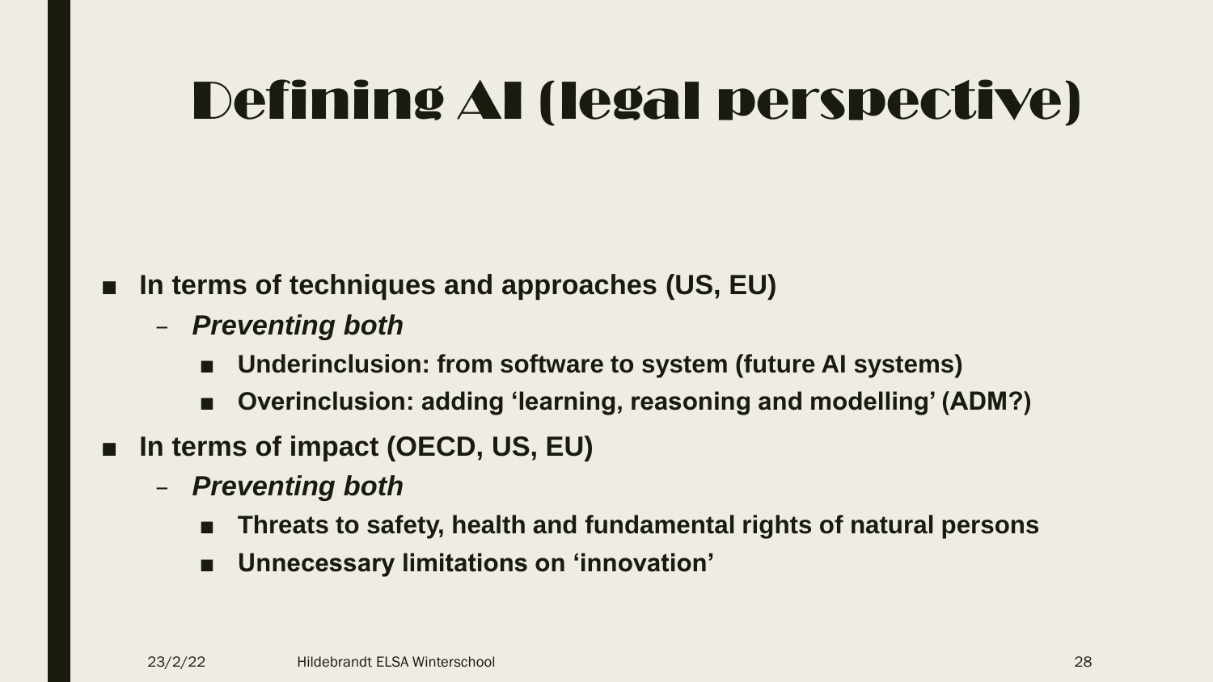# Defining AI (legal perspective)

- **In terms of techniques and approaches (US, EU)**
  - ***Preventing both***
    - **Underinclusion: from software to system (future AI systems)**
    - **Overinclusion: adding 'learning, reasoning and modelling' (ADM?)**
- **In terms of impact (OECD, US, EU)**
  - ***Preventing both***
    - **Threats to safety, health and fundamental rights of natural persons**
    - **Unnecessary limitations on 'innovation'**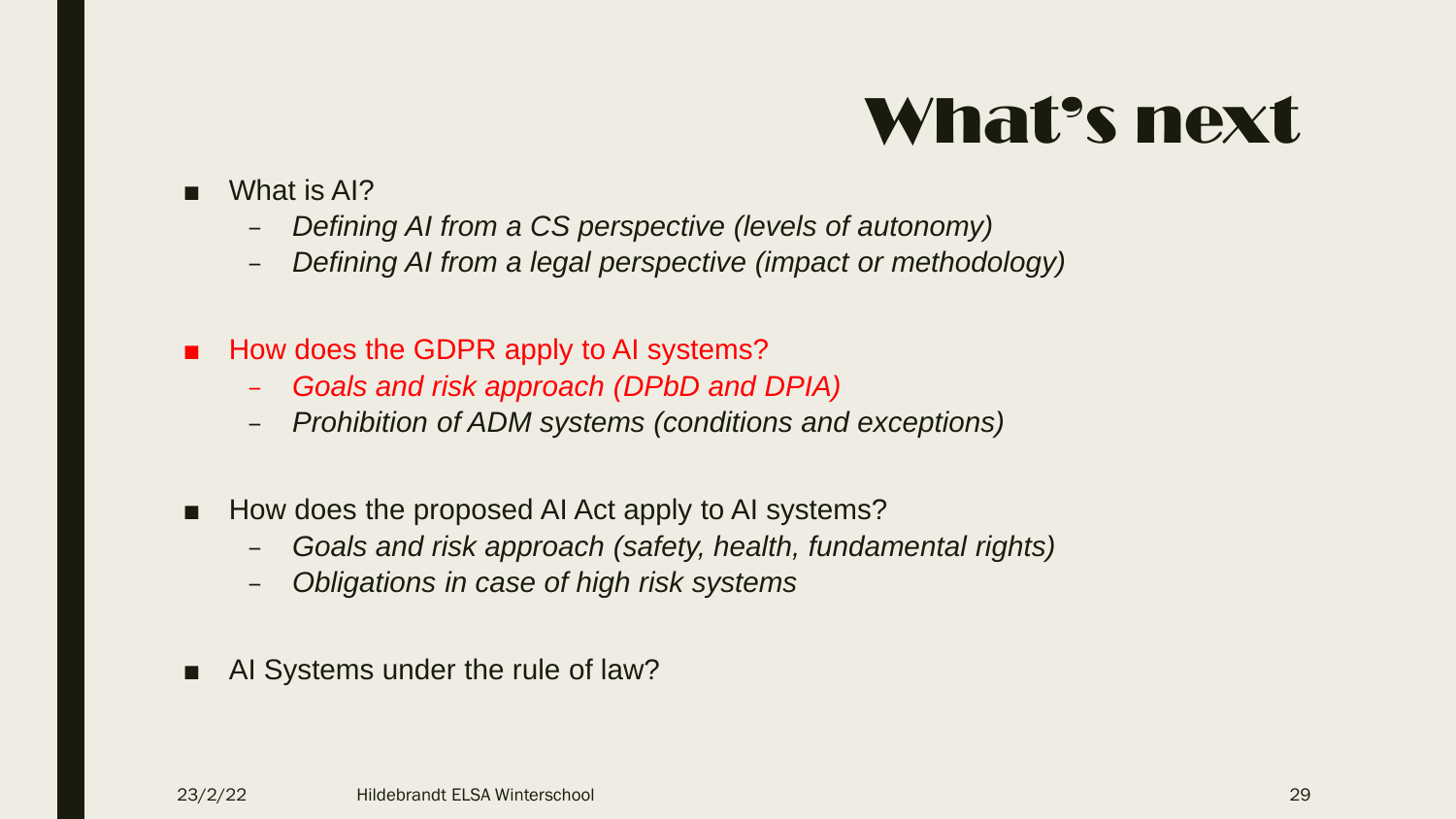# What's next

- What is AI?
  - *Defining AI from a CS perspective (levels of autonomy)*
  - *Defining AI from a legal perspective (impact or methodology)*

- How does the GDPR apply to AI systems?
  - *Goals and risk approach (DPbD and DPIA)*
  - *Prohibition of ADM systems (conditions and exceptions)*

- How does the proposed AI Act apply to AI systems?
  - *Goals and risk approach (safety, health, fundamental rights)*
  - *Obligations in case of high risk systems*

- AI Systems under the rule of law?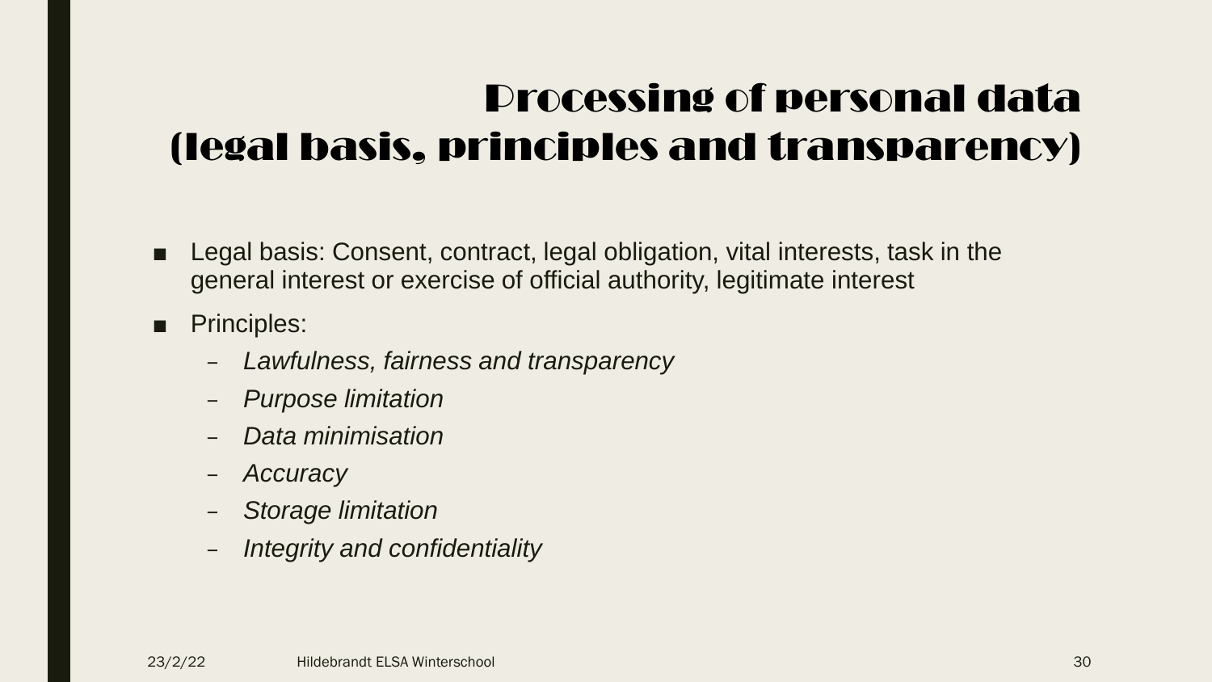# Processing of personal data (legal basis, principles and transparency)

- Legal basis: Consent, contract, legal obligation, vital interests, task in the general interest or exercise of official authority, legitimate interest
- Principles:
  - *Lawfulness, fairness and transparency*
  - *Purpose limitation*
  - *Data minimisation*
  - *Accuracy*
  - *Storage limitation*
  - *Integrity and confidentiality*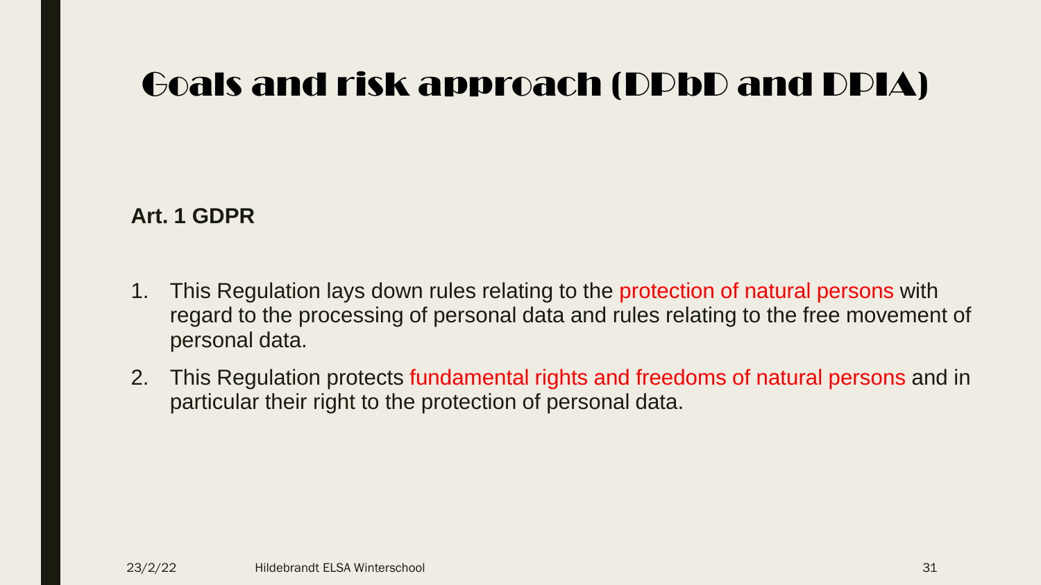# Goals and risk approach (DPbD and DPIA)

**Art. 1 GDPR**

1. This Regulation lays down rules relating to the protection of natural persons with regard to the processing of personal data and rules relating to the free movement of personal data.
2. This Regulation protects fundamental rights and freedoms of natural persons and in particular their right to the protection of personal data.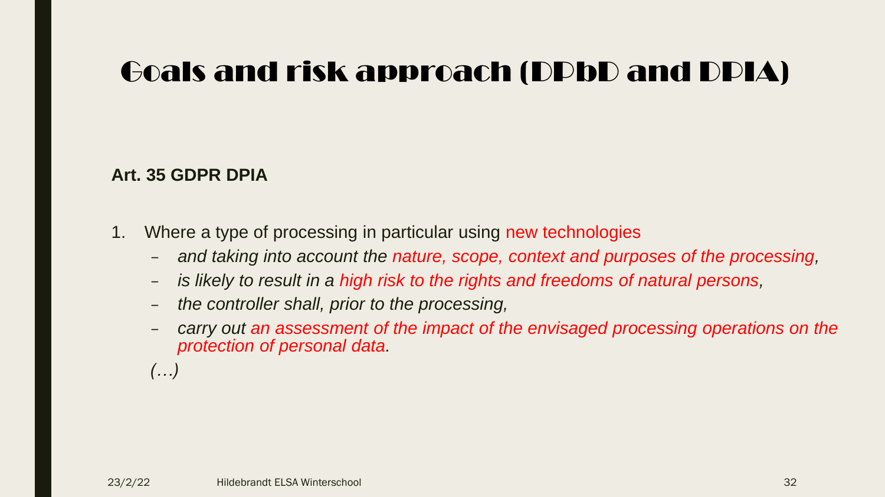# Goals and risk approach (DPbD and DPIA)

**Art. 35 GDPR DPIA**

1. Where a type of processing in particular using new technologies
   - *and taking into account the nature, scope, context and purposes of the processing,*
   - *is likely to result in a high risk to the rights and freedoms of natural persons,*
   - *the controller shall, prior to the processing,*
   - *carry out an assessment of the impact of the envisaged processing operations on the protection of personal data.*

   *(…)*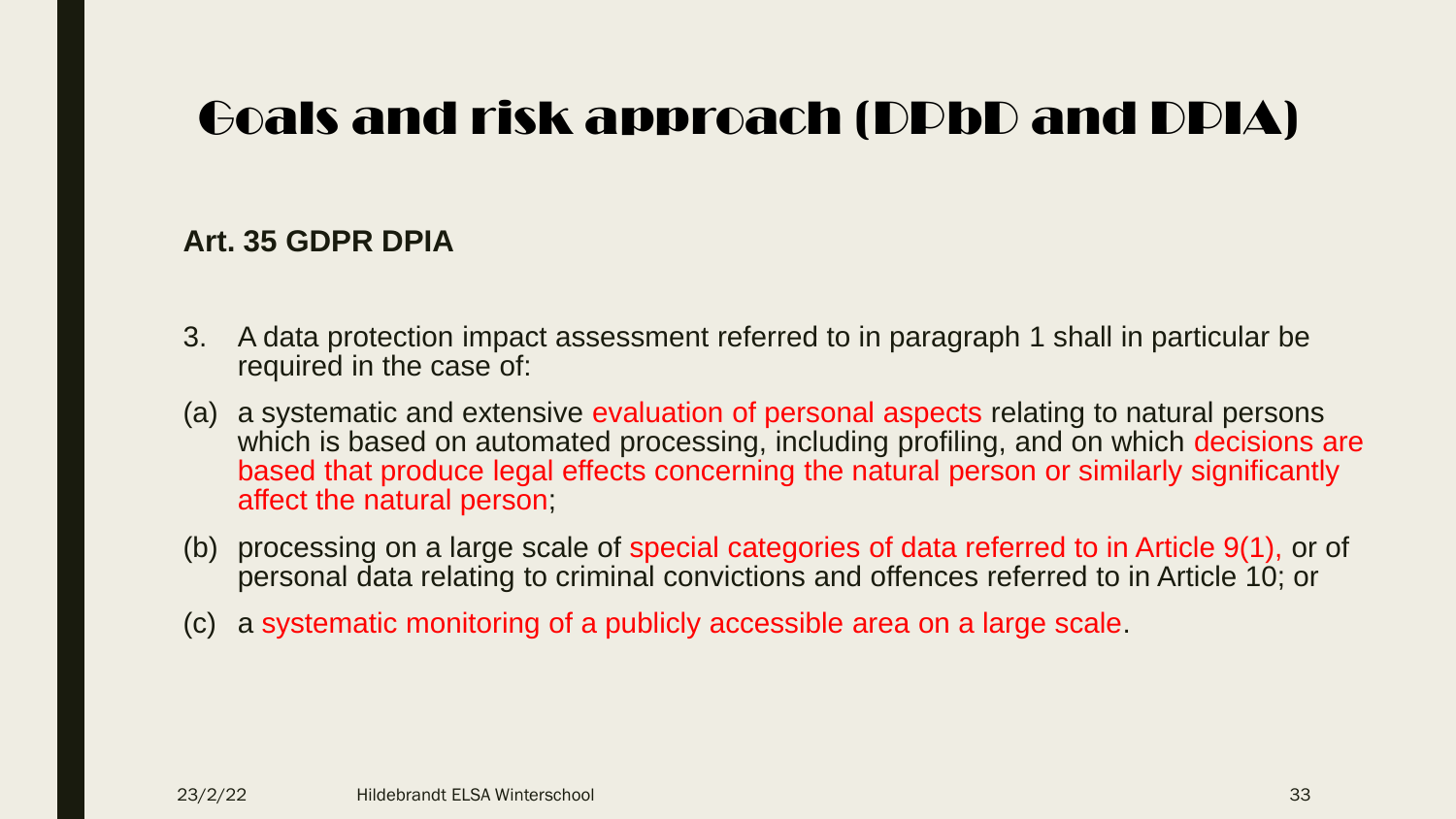# Goals and risk approach (DPbD and DPIA)

**Art. 35 GDPR DPIA**

3. A data protection impact assessment referred to in paragraph 1 shall in particular be required in the case of:

(a) a systematic and extensive evaluation of personal aspects relating to natural persons which is based on automated processing, including profiling, and on which decisions are based that produce legal effects concerning the natural person or similarly significantly affect the natural person;

(b) processing on a large scale of special categories of data referred to in Article 9(1), or of personal data relating to criminal convictions and offences referred to in Article 10; or

(c) a systematic monitoring of a publicly accessible area on a large scale.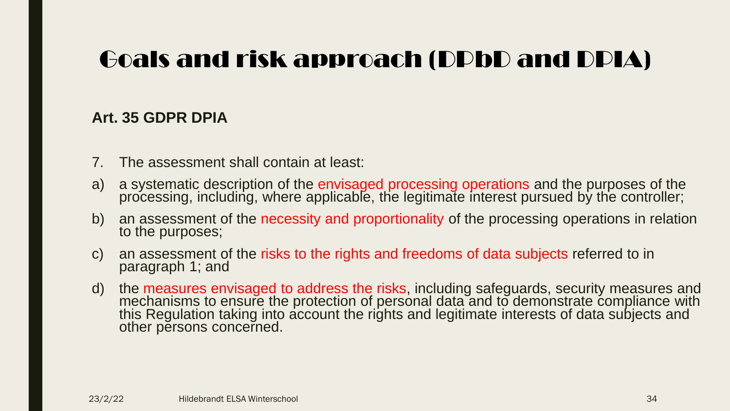# Goals and risk approach (DPbD and DPIA)

**Art. 35 GDPR DPIA**

7. The assessment shall contain at least:

a) a systematic description of the envisaged processing operations and the purposes of the processing, including, where applicable, the legitimate interest pursued by the controller;

b) an assessment of the necessity and proportionality of the processing operations in relation to the purposes;

c) an assessment of the risks to the rights and freedoms of data subjects referred to in paragraph 1; and

d) the measures envisaged to address the risks, including safeguards, security measures and mechanisms to ensure the protection of personal data and to demonstrate compliance with this Regulation taking into account the rights and legitimate interests of data subjects and other persons concerned.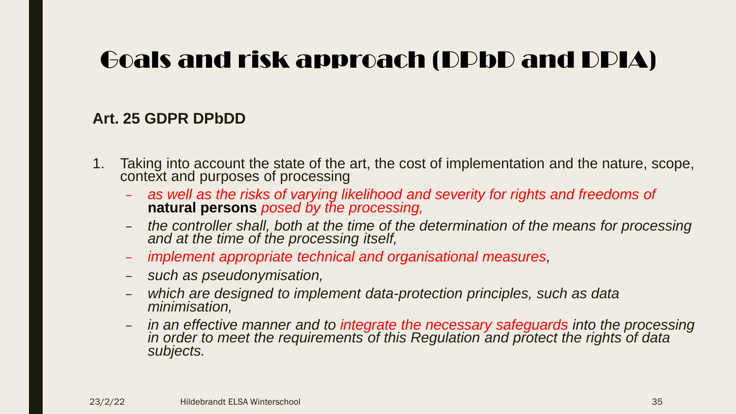# Goals and risk approach (DPbD and DPIA)

**Art. 25 GDPR DPbDD**

1. Taking into account the state of the art, the cost of implementation and the nature, scope, context and purposes of processing
   - *as well as the risks of varying likelihood and severity for rights and freedoms of* **natural persons** *posed by the processing,*
   - *the controller shall, both at the time of the determination of the means for processing and at the time of the processing itself,*
   - *implement appropriate technical and organisational measures,*
   - *such as pseudonymisation,*
   - *which are designed to implement data-protection principles, such as data minimisation,*
   - *in an effective manner and to integrate the necessary safeguards into the processing in order to meet the requirements of this Regulation and protect the rights of data subjects.*

23/2/22 Hildebrandt ELSA Winterschool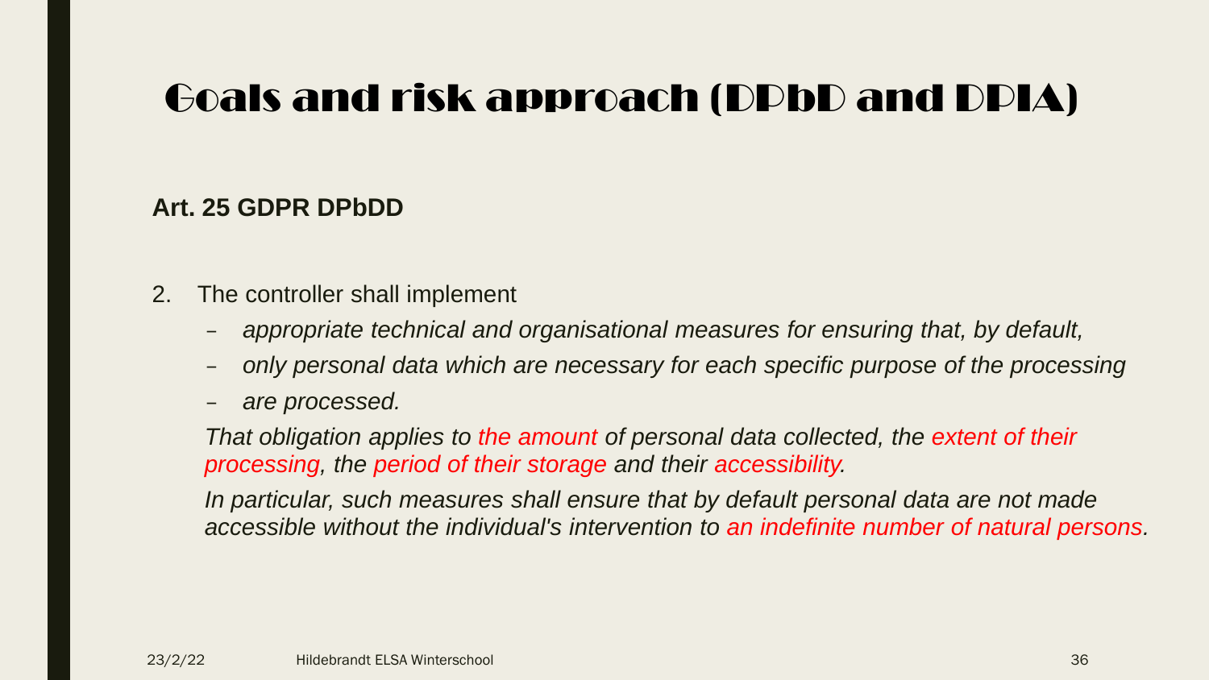# Goals and risk approach (DPbD and DPIA)

**Art. 25 GDPR DPbDD**

2. The controller shall implement
   - *appropriate technical and organisational measures for ensuring that, by default,*
   - *only personal data which are necessary for each specific purpose of the processing*
   - *are processed.*

   *That obligation applies to the amount of personal data collected, the extent of their processing, the period of their storage and their accessibility.*

   *In particular, such measures shall ensure that by default personal data are not made accessible without the individual's intervention to an indefinite number of natural persons.*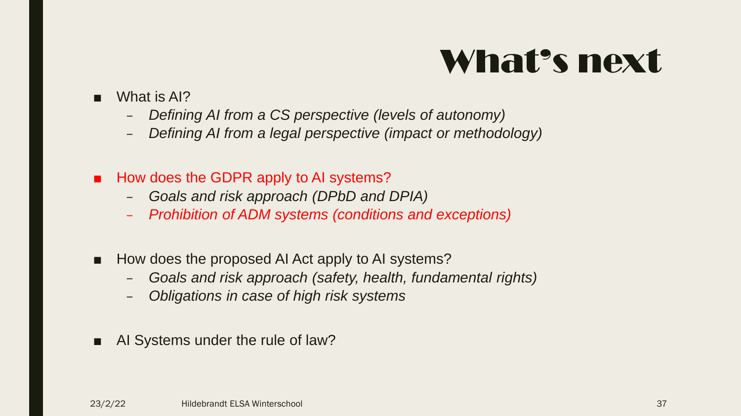# What's next

- What is AI?
  - *Defining AI from a CS perspective (levels of autonomy)*
  - *Defining AI from a legal perspective (impact or methodology)*
- How does the GDPR apply to AI systems?
  - *Goals and risk approach (DPbD and DPIA)*
  - *Prohibition of ADM systems (conditions and exceptions)*
- How does the proposed AI Act apply to AI systems?
  - *Goals and risk approach (safety, health, fundamental rights)*
  - *Obligations in case of high risk systems*
- AI Systems under the rule of law?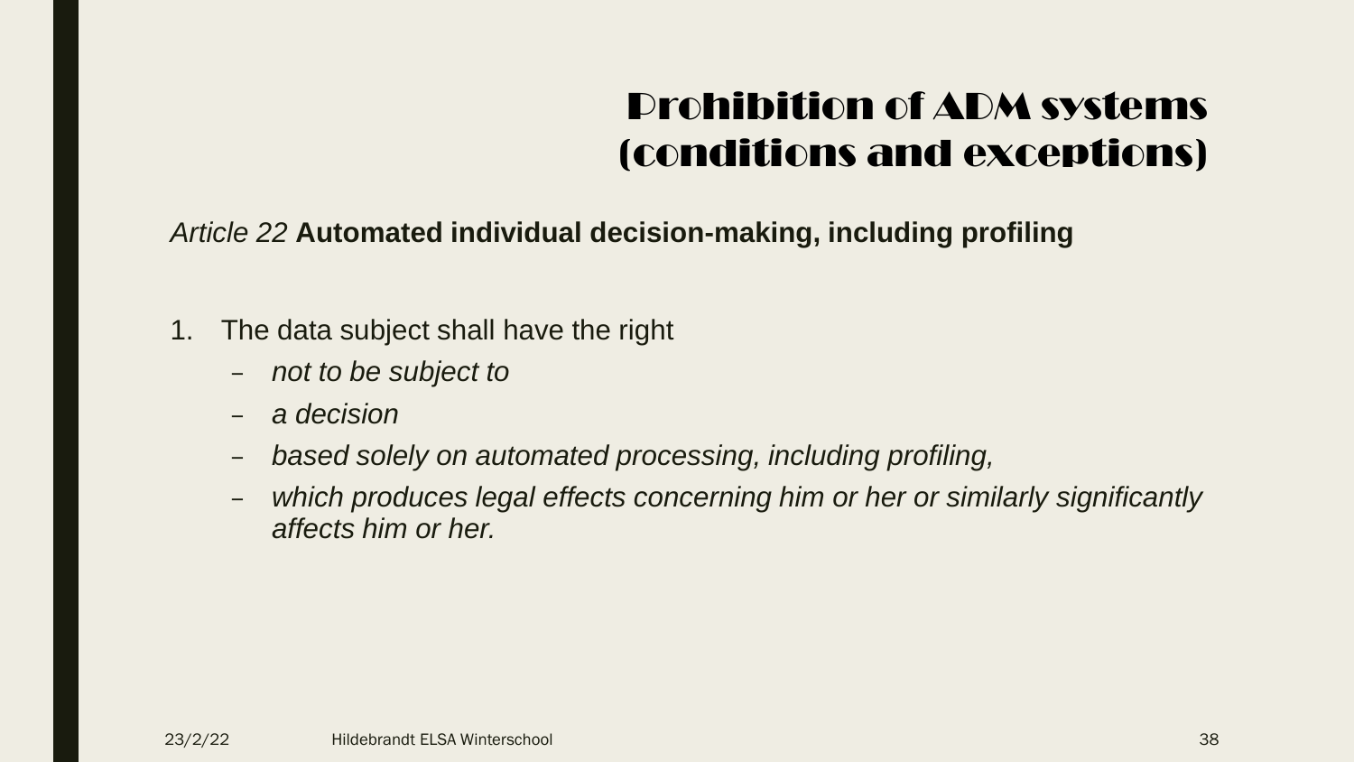# Prohibition of ADM systems (conditions and exceptions)

*Article 22* **Automated individual decision-making, including profiling**

1. The data subject shall have the right
   - *not to be subject to*
   - *a decision*
   - *based solely on automated processing, including profiling,*
   - *which produces legal effects concerning him or her or similarly significantly affects him or her.*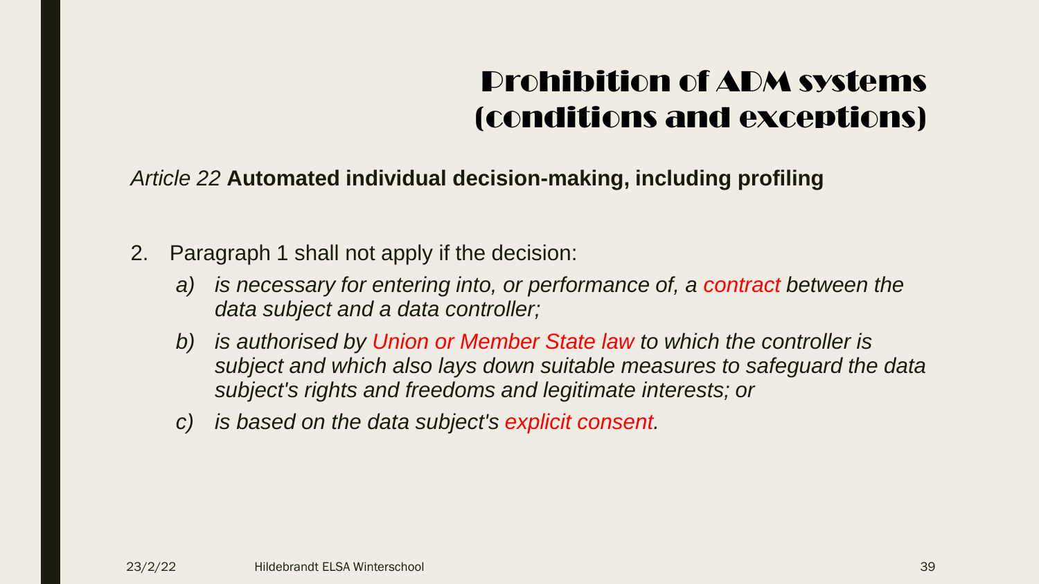# Prohibition of ADM systems (conditions and exceptions)

*Article 22* **Automated individual decision-making, including profiling**

2. Paragraph 1 shall not apply if the decision:
   a) *is necessary for entering into, or performance of, a contract between the data subject and a data controller;*
   b) *is authorised by Union or Member State law to which the controller is subject and which also lays down suitable measures to safeguard the data subject's rights and freedoms and legitimate interests; or*
   c) *is based on the data subject's explicit consent.*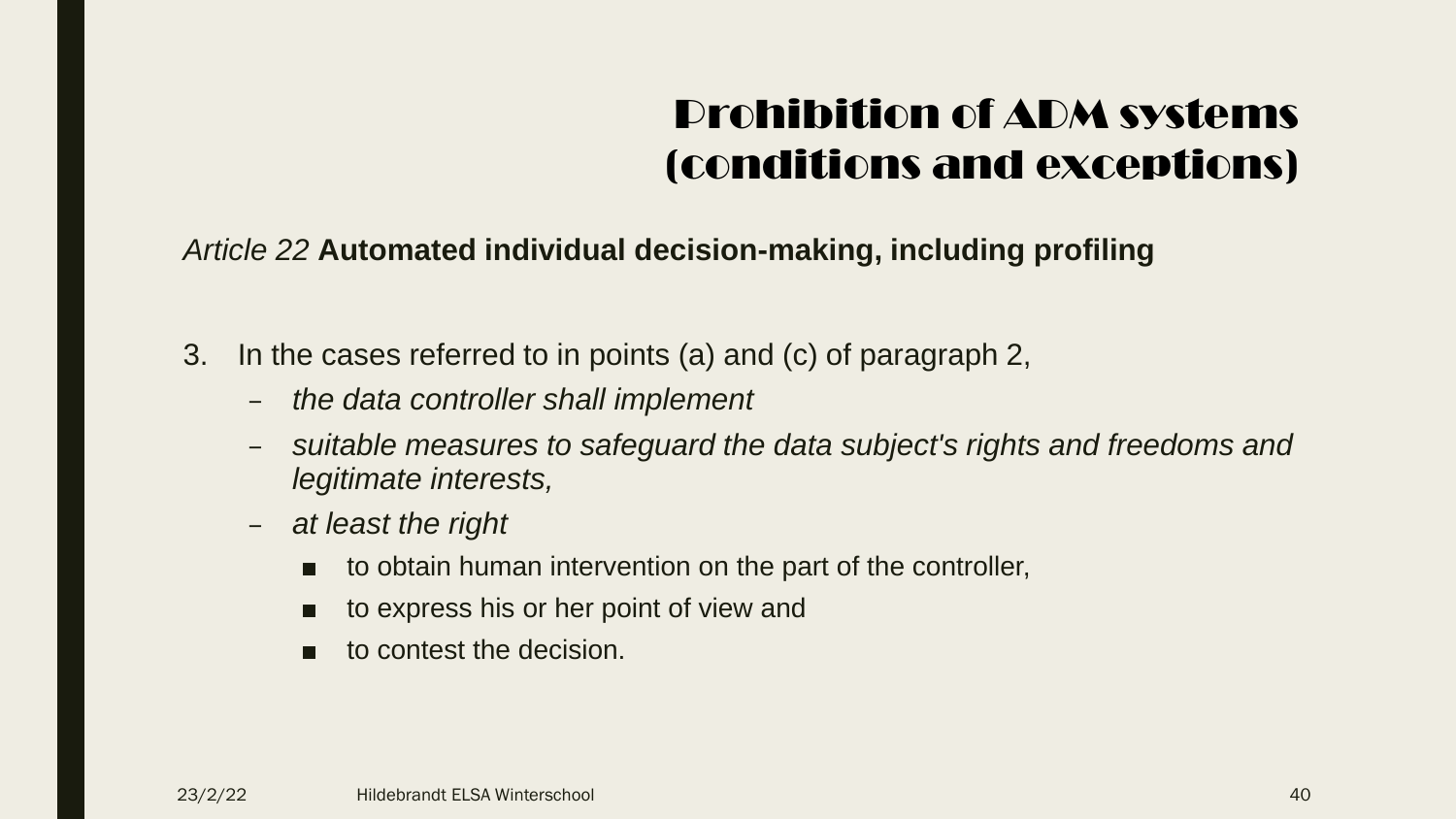# Prohibition of ADM systems (conditions and exceptions)

*Article 22* **Automated individual decision-making, including profiling**

3. In the cases referred to in points (a) and (c) of paragraph 2,
   - *the data controller shall implement*
   - *suitable measures to safeguard the data subject's rights and freedoms and legitimate interests,*
   - *at least the right*
     - to obtain human intervention on the part of the controller,
     - to express his or her point of view and
     - to contest the decision.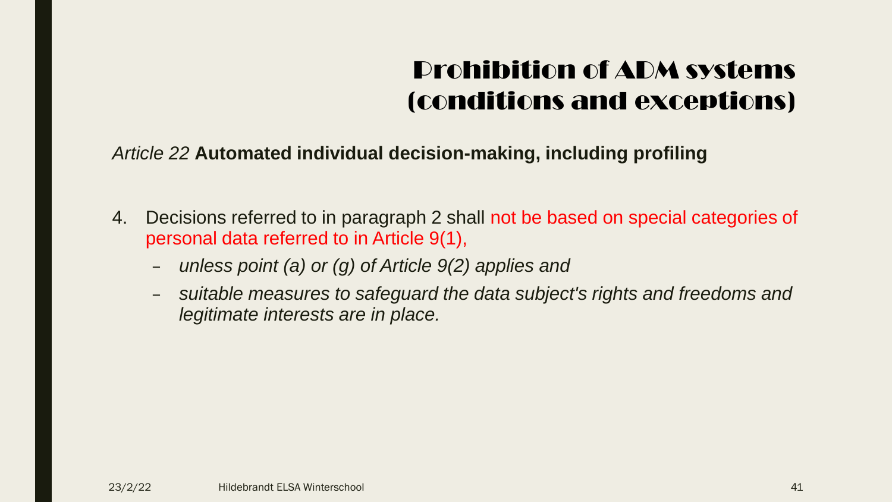# Prohibition of ADM systems (conditions and exceptions)

*Article 22* **Automated individual decision-making, including profiling**

4. Decisions referred to in paragraph 2 shall not be based on special categories of personal data referred to in Article 9(1),
   - *unless point (a) or (g) of Article 9(2) applies and*
   - *suitable measures to safeguard the data subject's rights and freedoms and legitimate interests are in place.*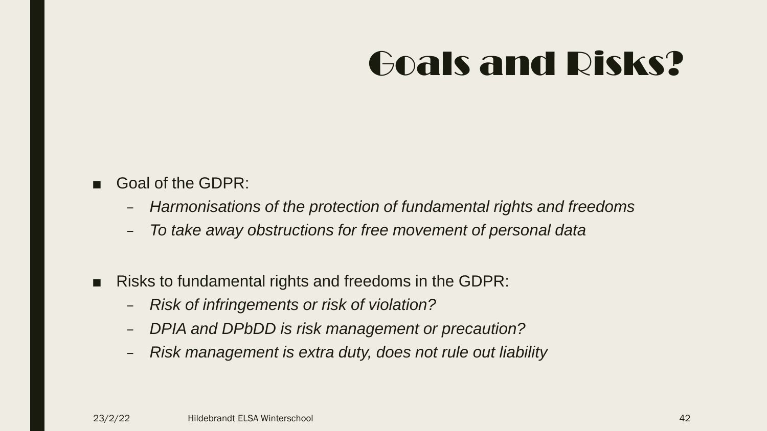# Goals and Risks?

- Goal of the GDPR:
  - *Harmonisations of the protection of fundamental rights and freedoms*
  - *To take away obstructions for free movement of personal data*

- Risks to fundamental rights and freedoms in the GDPR:
  - *Risk of infringements or risk of violation?*
  - *DPIA and DPbDD is risk management or precaution?*
  - *Risk management is extra duty, does not rule out liability*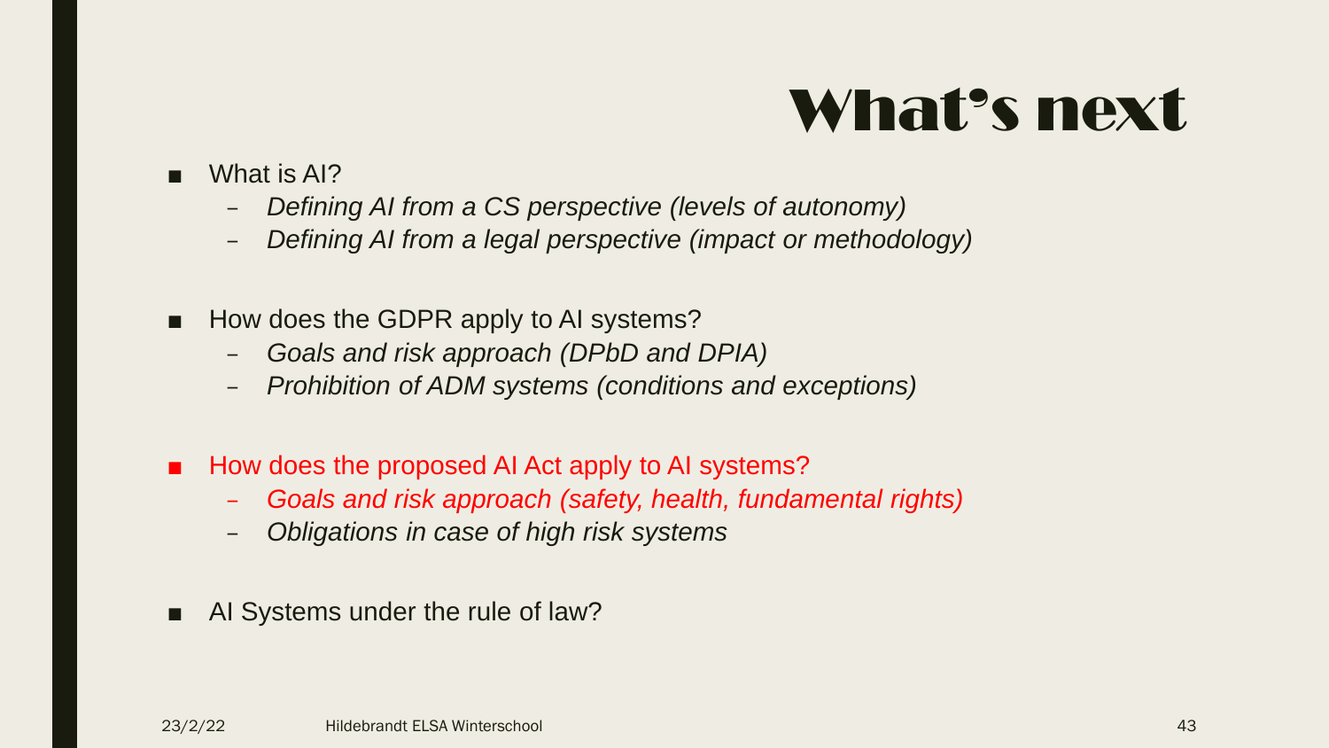# What's next

- What is AI?
  - *Defining AI from a CS perspective (levels of autonomy)*
  - *Defining AI from a legal perspective (impact or methodology)*

- How does the GDPR apply to AI systems?
  - *Goals and risk approach (DPbD and DPIA)*
  - *Prohibition of ADM systems (conditions and exceptions)*

- How does the proposed AI Act apply to AI systems?
  - *Goals and risk approach (safety, health, fundamental rights)*
  - *Obligations in case of high risk systems*

- AI Systems under the rule of law?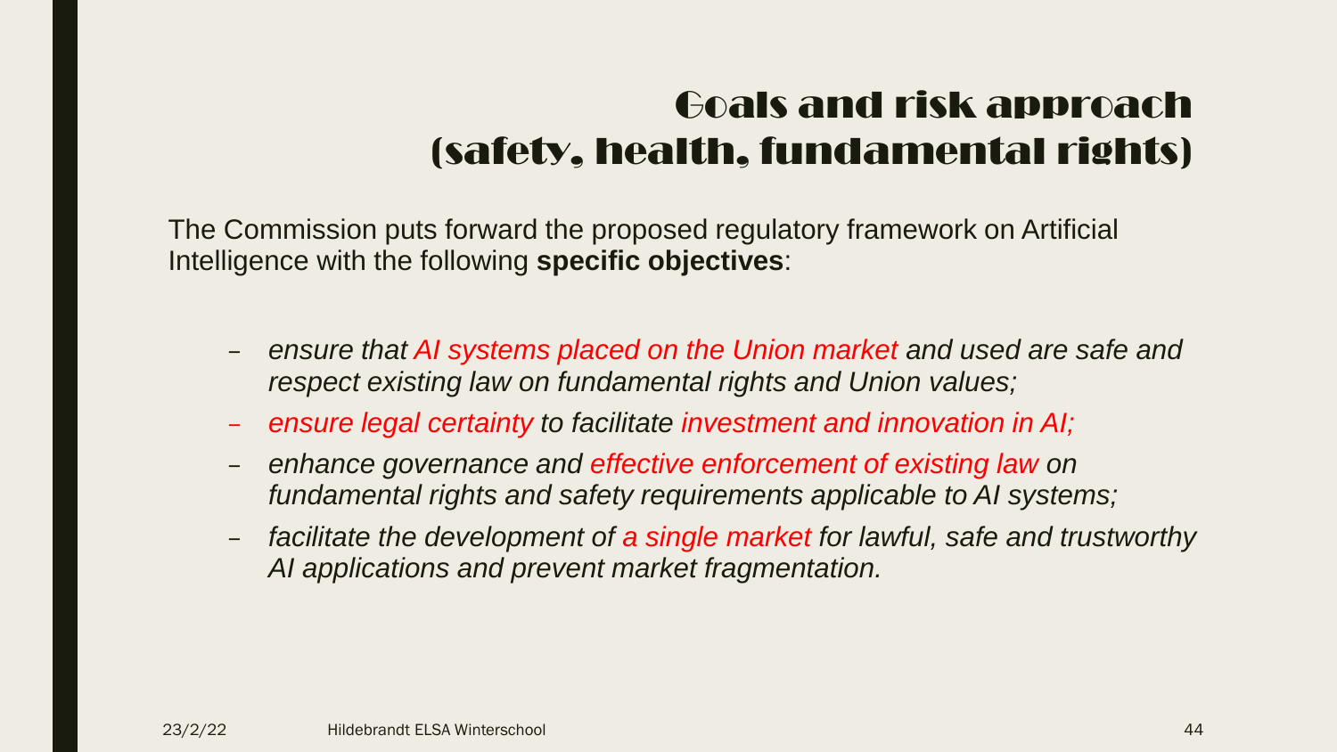# Goals and risk approach (safety, health, fundamental rights)

The Commission puts forward the proposed regulatory framework on Artificial Intelligence with the following **specific objectives**:

- *ensure that AI systems placed on the Union market and used are safe and respect existing law on fundamental rights and Union values;*
- *ensure legal certainty to facilitate investment and innovation in AI;*
- *enhance governance and effective enforcement of existing law on fundamental rights and safety requirements applicable to AI systems;*
- *facilitate the development of a single market for lawful, safe and trustworthy AI applications and prevent market fragmentation.*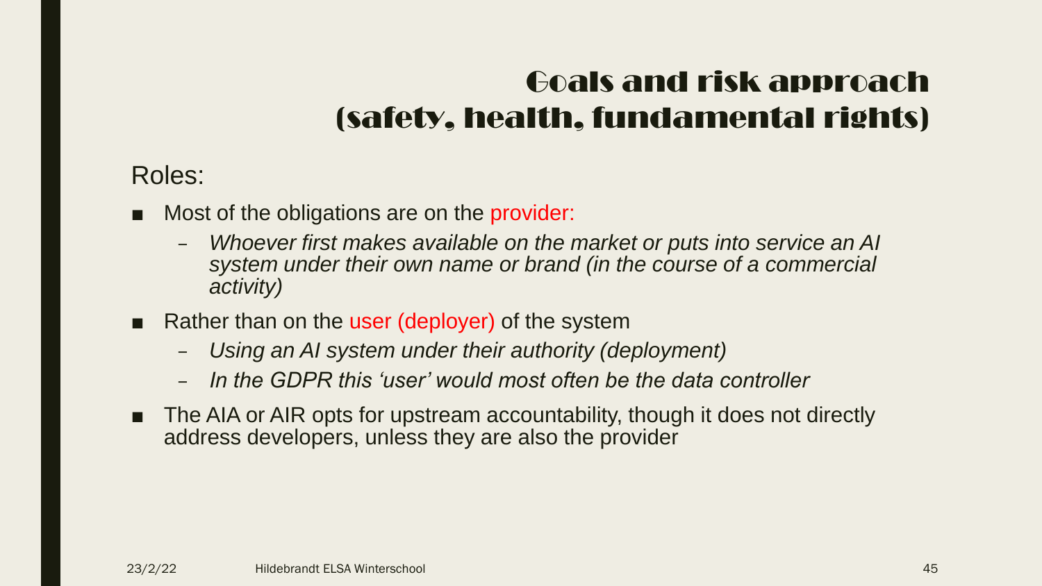# Goals and risk approach (safety, health, fundamental rights)

Roles:

- Most of the obligations are on the provider:
  - *Whoever first makes available on the market or puts into service an AI system under their own name or brand (in the course of a commercial activity)*
- Rather than on the user (deployer) of the system
  - *Using an AI system under their authority (deployment)*
  - *In the GDPR this 'user' would most often be the data controller*
- The AIA or AIR opts for upstream accountability, though it does not directly address developers, unless they are also the provider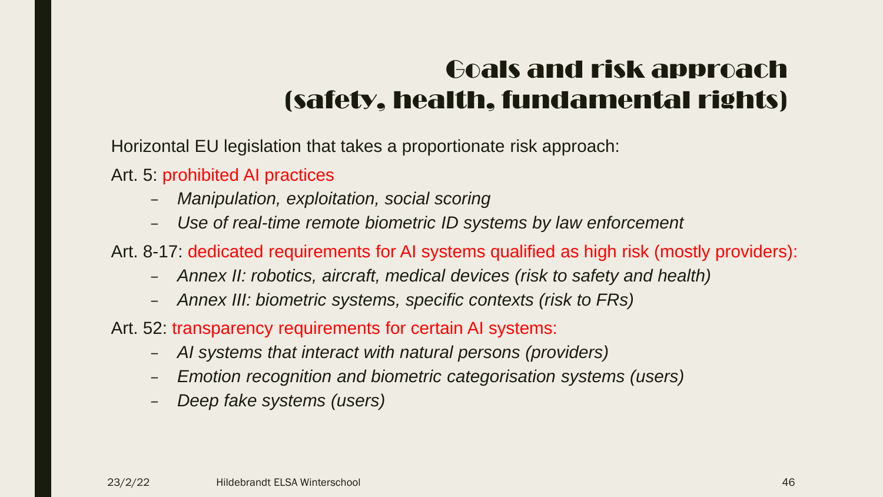# Goals and risk approach (safety, health, fundamental rights)

Horizontal EU legislation that takes a proportionate risk approach:

Art. 5: prohibited AI practices

- *Manipulation, exploitation, social scoring*
- *Use of real-time remote biometric ID systems by law enforcement*

Art. 8-17: dedicated requirements for AI systems qualified as high risk (mostly providers):

- *Annex II: robotics, aircraft, medical devices (risk to safety and health)*
- *Annex III: biometric systems, specific contexts (risk to FRs)*

Art. 52: transparency requirements for certain AI systems:

- *AI systems that interact with natural persons (providers)*
- *Emotion recognition and biometric categorisation systems (users)*
- *Deep fake systems (users)*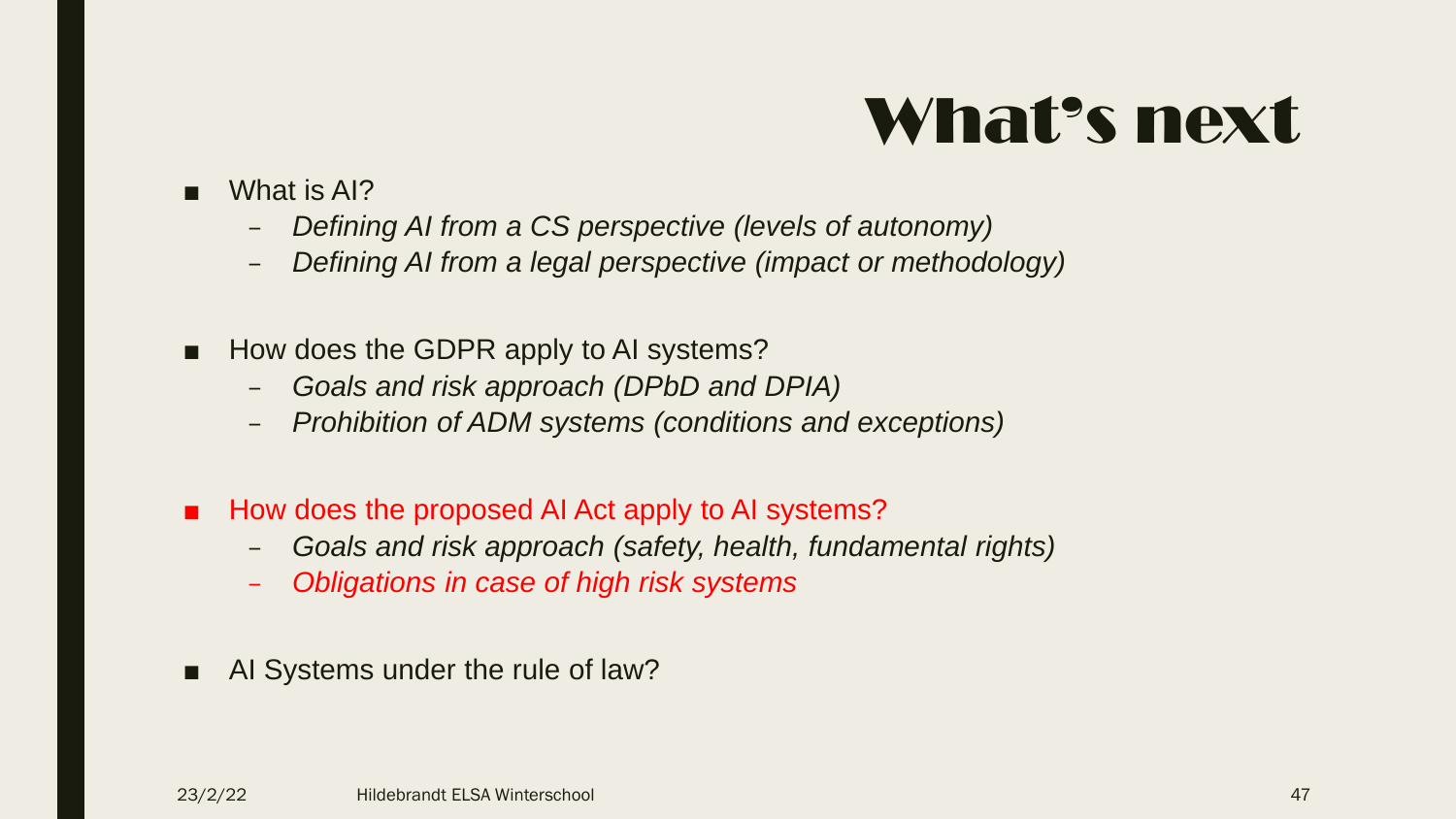# What's next

- What is AI?
  - *Defining AI from a CS perspective (levels of autonomy)*
  - *Defining AI from a legal perspective (impact or methodology)*

- How does the GDPR apply to AI systems?
  - *Goals and risk approach (DPbD and DPIA)*
  - *Prohibition of ADM systems (conditions and exceptions)*

- How does the proposed AI Act apply to AI systems?
  - *Goals and risk approach (safety, health, fundamental rights)*
  - *Obligations in case of high risk systems*

- AI Systems under the rule of law?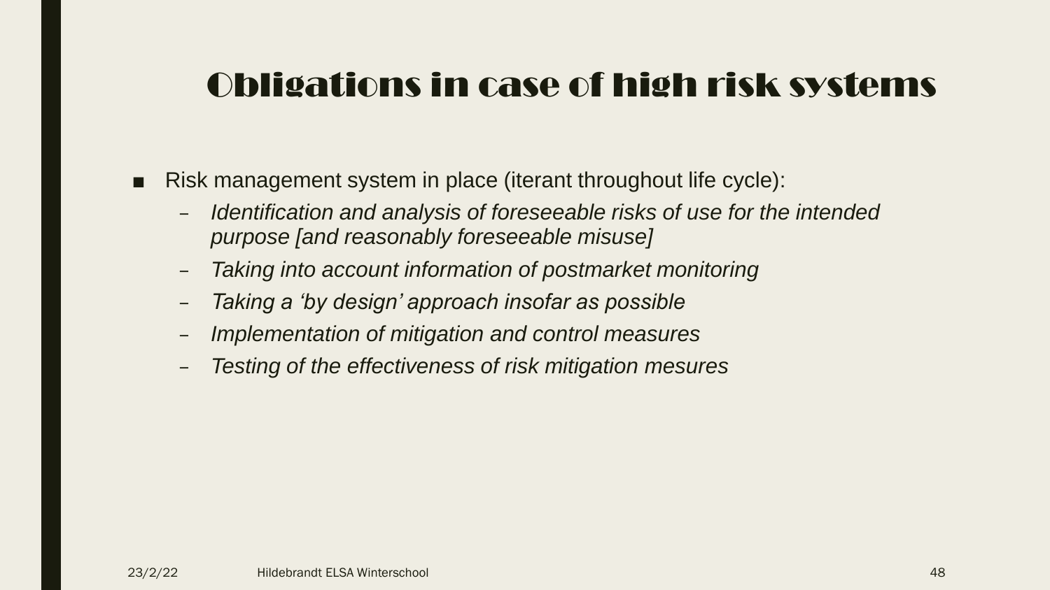# Obligations in case of high risk systems

- Risk management system in place (iterant throughout life cycle):
  - *Identification and analysis of foreseeable risks of use for the intended purpose [and reasonably foreseeable misuse]*
  - *Taking into account information of postmarket monitoring*
  - *Taking a 'by design' approach insofar as possible*
  - *Implementation of mitigation and control measures*
  - *Testing of the effectiveness of risk mitigation mesures*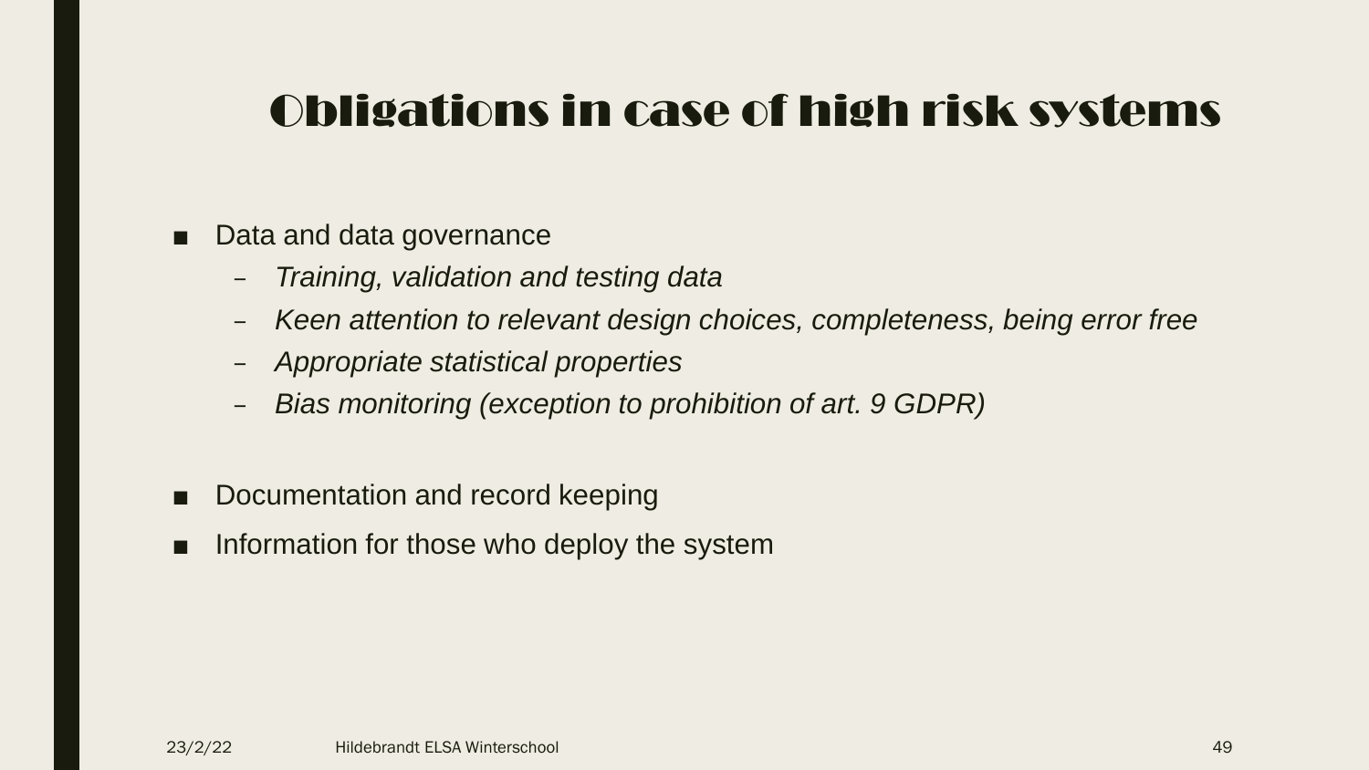# Obligations in case of high risk systems

- Data and data governance
  - *Training, validation and testing data*
  - *Keen attention to relevant design choices, completeness, being error free*
  - *Appropriate statistical properties*
  - *Bias monitoring (exception to prohibition of art. 9 GDPR)*

- Documentation and record keeping
- Information for those who deploy the system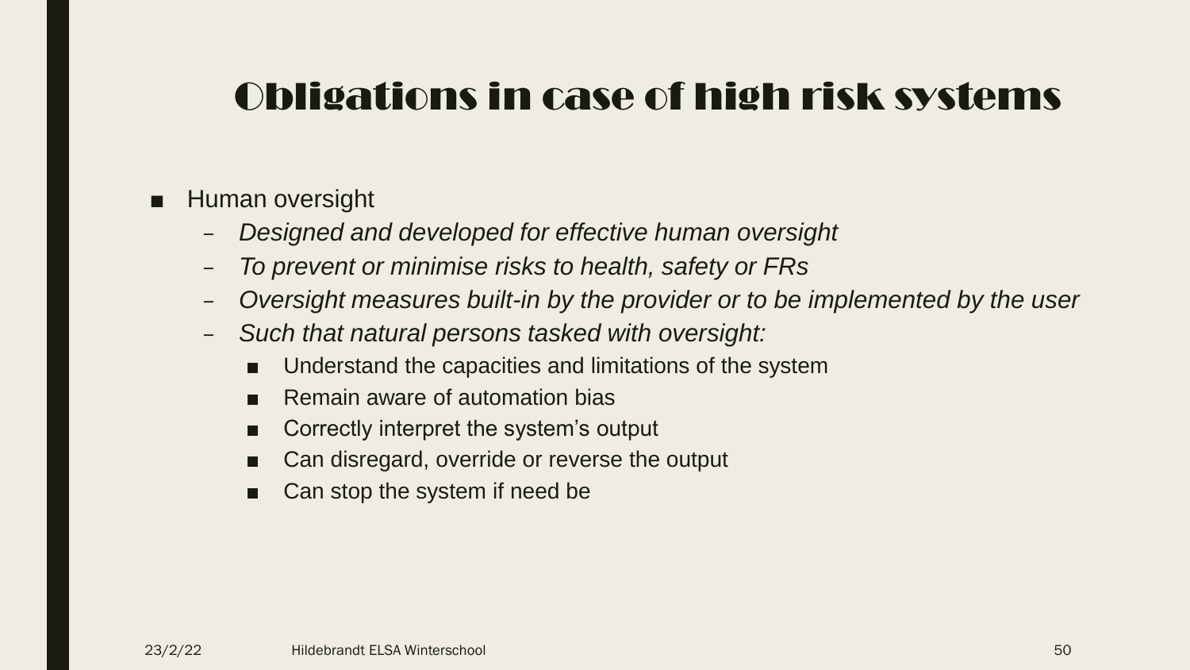# Obligations in case of high risk systems

- Human oversight
  - *Designed and developed for effective human oversight*
  - *To prevent or minimise risks to health, safety or FRs*
  - *Oversight measures built-in by the provider or to be implemented by the user*
  - *Such that natural persons tasked with oversight:*
    - Understand the capacities and limitations of the system
    - Remain aware of automation bias
    - Correctly interpret the system's output
    - Can disregard, override or reverse the output
    - Can stop the system if need be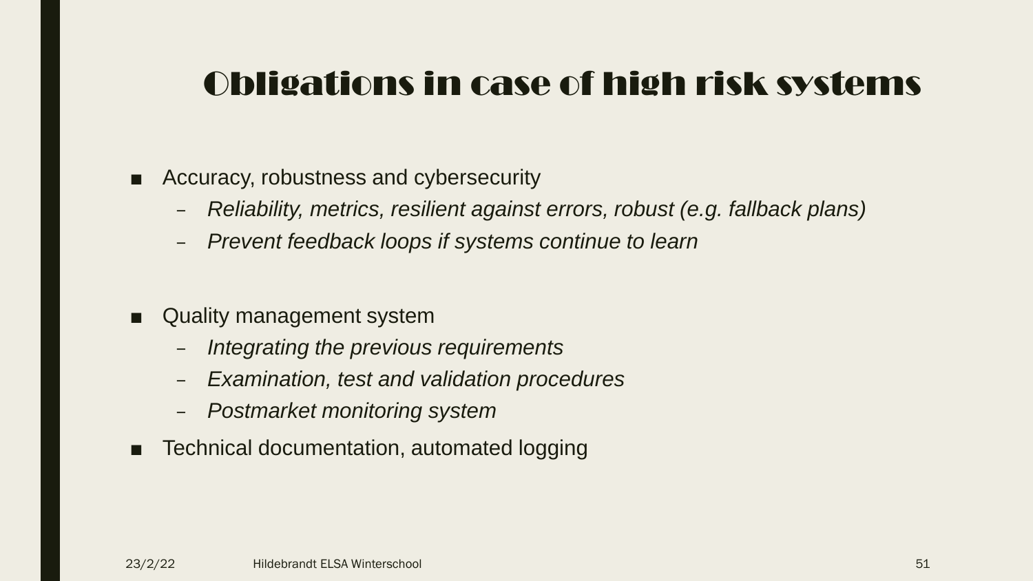# Obligations in case of high risk systems

- Accuracy, robustness and cybersecurity
  - *Reliability, metrics, resilient against errors, robust (e.g. fallback plans)*
  - *Prevent feedback loops if systems continue to learn*

- Quality management system
  - *Integrating the previous requirements*
  - *Examination, test and validation procedures*
  - *Postmarket monitoring system*
- Technical documentation, automated logging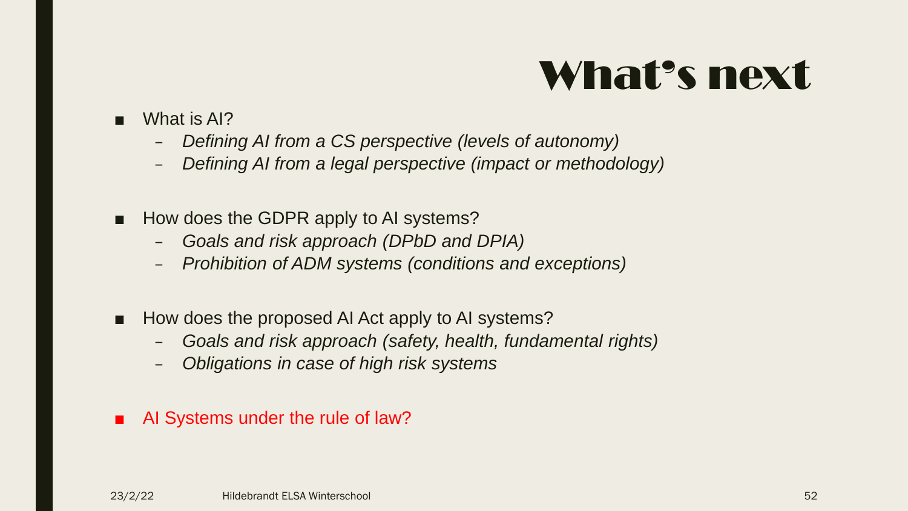# What's next

- What is AI?
  - *Defining AI from a CS perspective (levels of autonomy)*
  - *Defining AI from a legal perspective (impact or methodology)*

- How does the GDPR apply to AI systems?
  - *Goals and risk approach (DPbD and DPIA)*
  - *Prohibition of ADM systems (conditions and exceptions)*

- How does the proposed AI Act apply to AI systems?
  - *Goals and risk approach (safety, health, fundamental rights)*
  - *Obligations in case of high risk systems*

- AI Systems under the rule of law?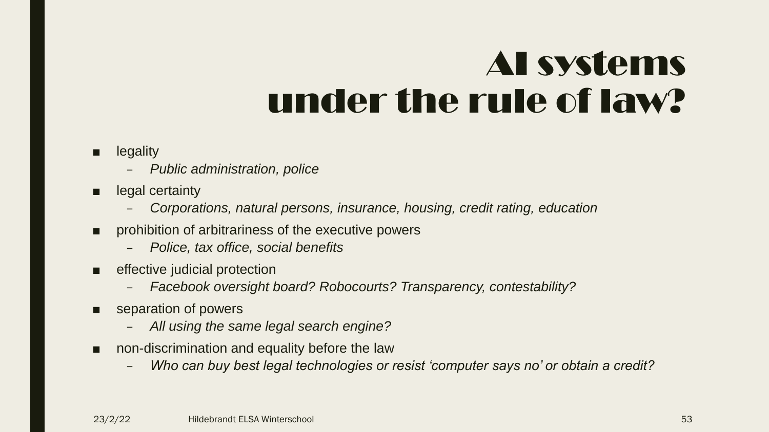# AI systems under the rule of law?

- legality
  - *Public administration, police*
- legal certainty
  - *Corporations, natural persons, insurance, housing, credit rating, education*
- prohibition of arbitrariness of the executive powers
  - *Police, tax office, social benefits*
- effective judicial protection
  - *Facebook oversight board? Robocourts? Transparency, contestability?*
- separation of powers
  - *All using the same legal search engine?*
- non-discrimination and equality before the law
  - *Who can buy best legal technologies or resist 'computer says no' or obtain a credit?*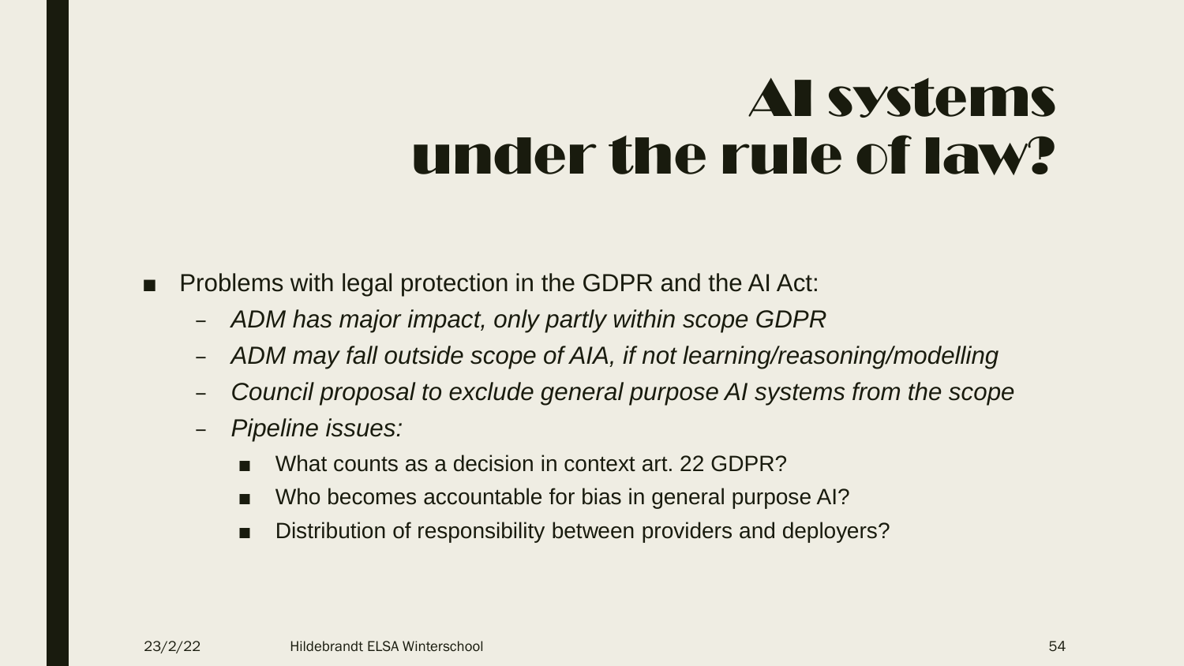# AI systems under the rule of law?

- Problems with legal protection in the GDPR and the AI Act:
  - *ADM has major impact, only partly within scope GDPR*
  - *ADM may fall outside scope of AIA, if not learning/reasoning/modelling*
  - *Council proposal to exclude general purpose AI systems from the scope*
  - *Pipeline issues:*
    - What counts as a decision in context art. 22 GDPR?
    - Who becomes accountable for bias in general purpose AI?
    - Distribution of responsibility between providers and deployers?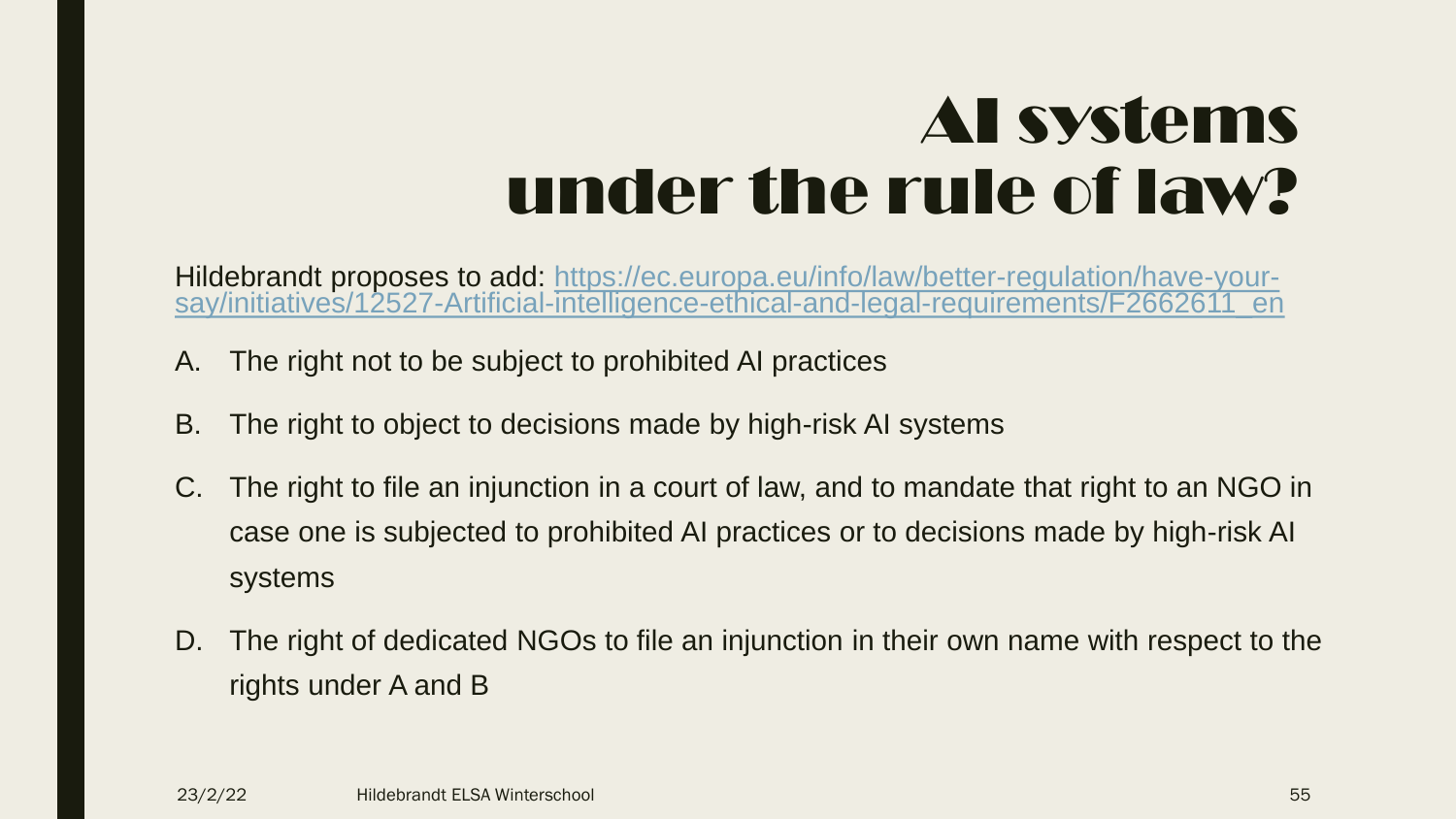# AI systems under the rule of law?

Hildebrandt proposes to add: https://ec.europa.eu/info/law/better-regulation/have-your-say/initiatives/12527-Artificial-intelligence-ethical-and-legal-requirements/F2662611_en

A. The right not to be subject to prohibited AI practices

B. The right to object to decisions made by high-risk AI systems

C. The right to file an injunction in a court of law, and to mandate that right to an NGO in case one is subjected to prohibited AI practices or to decisions made by high-risk AI systems

D. The right of dedicated NGOs to file an injunction in their own name with respect to the rights under A and B